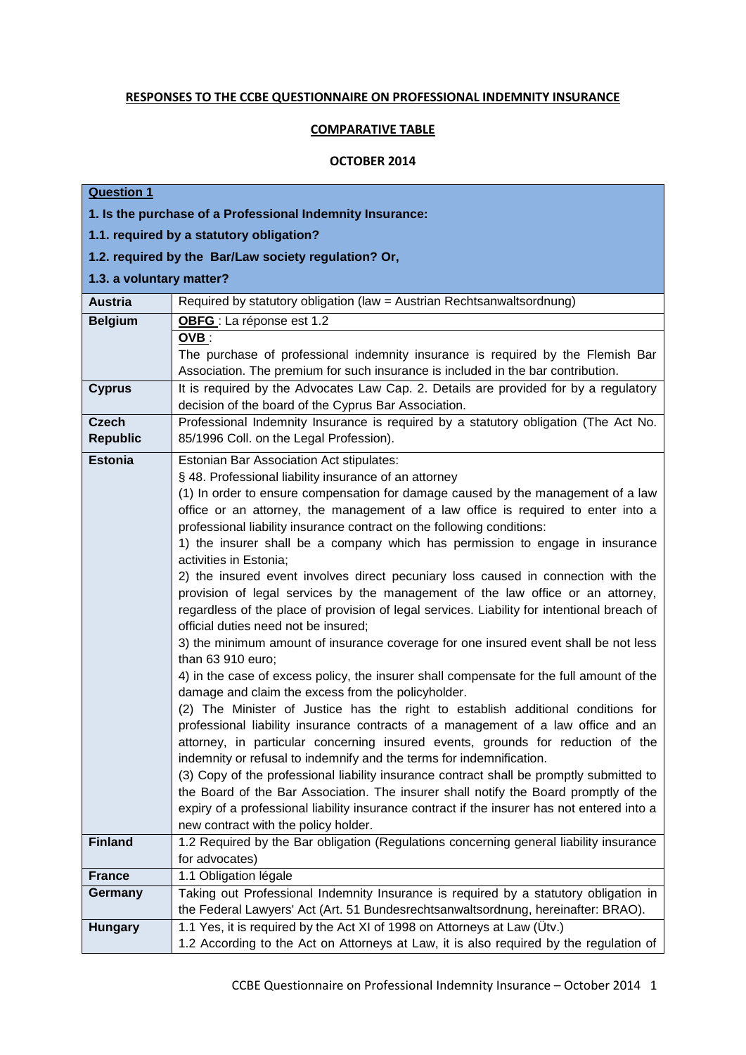**RESPONSES TO THE CCBE QUESTIONNAIRE ON PROFESSIONAL INDEMNITY INSURANCE**

**COMPARATIVE TABLE**

**OCTOBER 2014**

| **Question 1**<br>**1. Is the purchase of a Professional Indemnity Insurance:**<br>**1.1. required by a statutory obligation?**<br>**1.2. required by the Bar/Law society regulation? Or,**<br>**1.3. a voluntary matter?** | |
|---|---|
| **Austria** | Required by statutory obligation (law = Austrian Rechtsanwaltsordnung) |
| **Belgium** | **OBFG** : La réponse est 1.2<br>**OVB** :<br>The purchase of professional indemnity insurance is required by the Flemish Bar Association. The premium for such insurance is included in the bar contribution. |
| **Cyprus** | It is required by the Advocates Law Cap. 2. Details are provided for by a regulatory decision of the board of the Cyprus Bar Association. |
| **Czech Republic** | Professional Indemnity Insurance is required by a statutory obligation (The Act No. 85/1996 Coll. on the Legal Profession). |
| **Estonia** | Estonian Bar Association Act stipulates:<br>§ 48. Professional liability insurance of an attorney<br>(1) In order to ensure compensation for damage caused by the management of a law office or an attorney, the management of a law office is required to enter into a professional liability insurance contract on the following conditions:<br>1) the insurer shall be a company which has permission to engage in insurance activities in Estonia;<br>2) the insured event involves direct pecuniary loss caused in connection with the provision of legal services by the management of the law office or an attorney, regardless of the place of provision of legal services. Liability for intentional breach of official duties need not be insured;<br>3) the minimum amount of insurance coverage for one insured event shall be not less than 63 910 euro;<br>4) in the case of excess policy, the insurer shall compensate for the full amount of the damage and claim the excess from the policyholder.<br>(2) The Minister of Justice has the right to establish additional conditions for professional liability insurance contracts of a management of a law office and an attorney, in particular concerning insured events, grounds for reduction of the indemnity or refusal to indemnify and the terms for indemnification.<br>(3) Copy of the professional liability insurance contract shall be promptly submitted to the Board of the Bar Association. The insurer shall notify the Board promptly of the expiry of a professional liability insurance contract if the insurer has not entered into a new contract with the policy holder. |
| **Finland** | 1.2 Required by the Bar obligation (Regulations concerning general liability insurance for advocates) |
| **France** | 1.1 Obligation légale |
| **Germany** | Taking out Professional Indemnity Insurance is required by a statutory obligation in the Federal Lawyers' Act (Art. 51 Bundesrechtsanwaltsordnung, hereinafter: BRAO). |
| **Hungary** | 1.1 Yes, it is required by the Act XI of 1998 on Attorneys at Law (Ütv.)<br>1.2 According to the Act on Attorneys at Law, it is also required by the regulation of |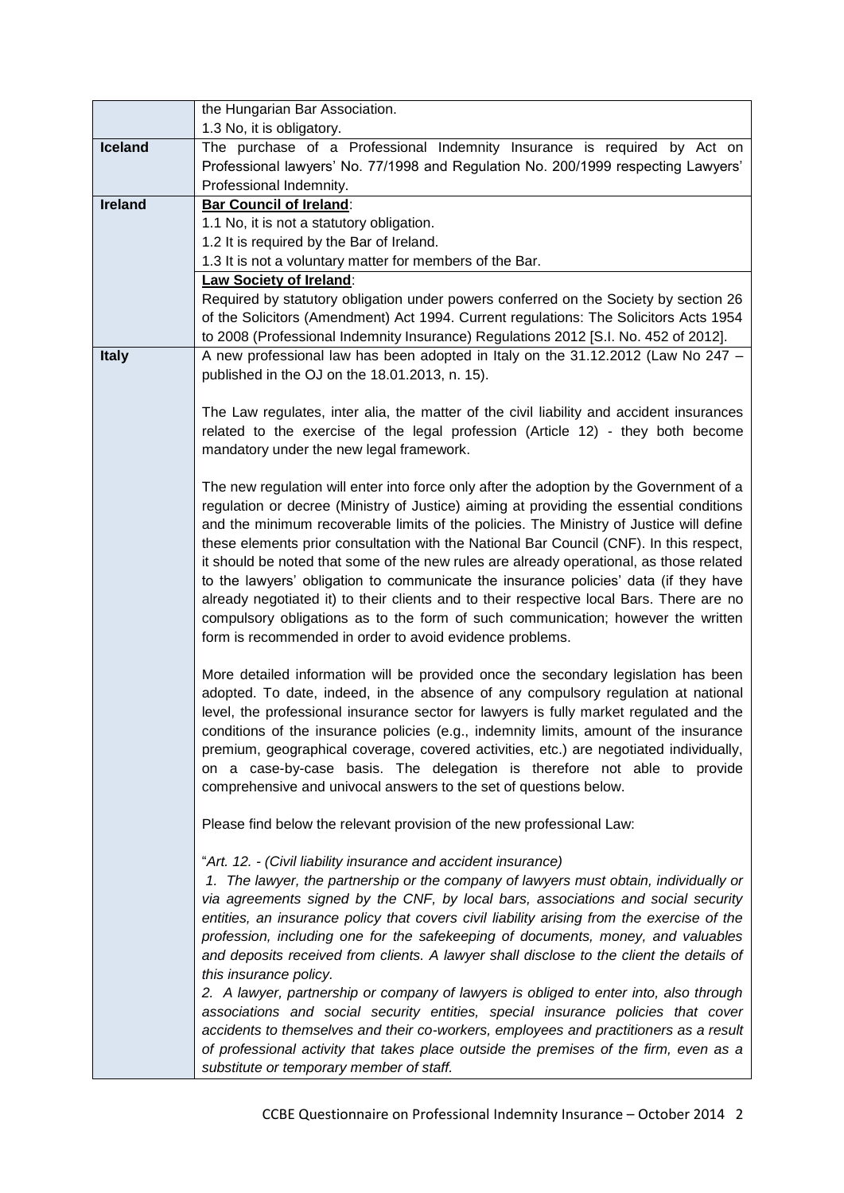| | |
|---|---|
| | the Hungarian Bar Association.<br>1.3 No, it is obligatory. |
| **Iceland** | The purchase of a Professional Indemnity Insurance is required by Act on Professional lawyers' No. 77/1998 and Regulation No. 200/1999 respecting Lawyers' Professional Indemnity. |
| **Ireland** | <u>**Bar Council of Ireland**</u>:<br>1.1 No, it is not a statutory obligation.<br>1.2 It is required by the Bar of Ireland.<br>1.3 It is not a voluntary matter for members of the Bar. |
| | <u>**Law Society of Ireland**</u>:<br>Required by statutory obligation under powers conferred on the Society by section 26 of the Solicitors (Amendment) Act 1994. Current regulations: The Solicitors Acts 1954 to 2008 (Professional Indemnity Insurance) Regulations 2012 [S.I. No. 452 of 2012]. |
| **Italy** | A new professional law has been adopted in Italy on the 31.12.2012 (Law No 247 – published in the OJ on the 18.01.2013, n. 15).<br><br>The Law regulates, inter alia, the matter of the civil liability and accident insurances related to the exercise of the legal profession (Article 12) - they both become mandatory under the new legal framework.<br><br>The new regulation will enter into force only after the adoption by the Government of a regulation or decree (Ministry of Justice) aiming at providing the essential conditions and the minimum recoverable limits of the policies. The Ministry of Justice will define these elements prior consultation with the National Bar Council (CNF). In this respect, it should be noted that some of the new rules are already operational, as those related to the lawyers' obligation to communicate the insurance policies' data (if they have already negotiated it) to their clients and to their respective local Bars. There are no compulsory obligations as to the form of such communication; however the written form is recommended in order to avoid evidence problems.<br><br>More detailed information will be provided once the secondary legislation has been adopted. To date, indeed, in the absence of any compulsory regulation at national level, the professional insurance sector for lawyers is fully market regulated and the conditions of the insurance policies (e.g., indemnity limits, amount of the insurance premium, geographical coverage, covered activities, etc.) are negotiated individually, on a case-by-case basis. The delegation is therefore not able to provide comprehensive and univocal answers to the set of questions below.<br><br>Please find below the relevant provision of the new professional Law:<br><br>"*Art. 12. - (Civil liability insurance and accident insurance)*<br>*1. The lawyer, the partnership or the company of lawyers must obtain, individually or via agreements signed by the CNF, by local bars, associations and social security entities, an insurance policy that covers civil liability arising from the exercise of the profession, including one for the safekeeping of documents, money, and valuables and deposits received from clients. A lawyer shall disclose to the client the details of this insurance policy.*<br>*2. A lawyer, partnership or company of lawyers is obliged to enter into, also through associations and social security entities, special insurance policies that cover accidents to themselves and their co-workers, employees and practitioners as a result of professional activity that takes place outside the premises of the firm, even as a substitute or temporary member of staff.* |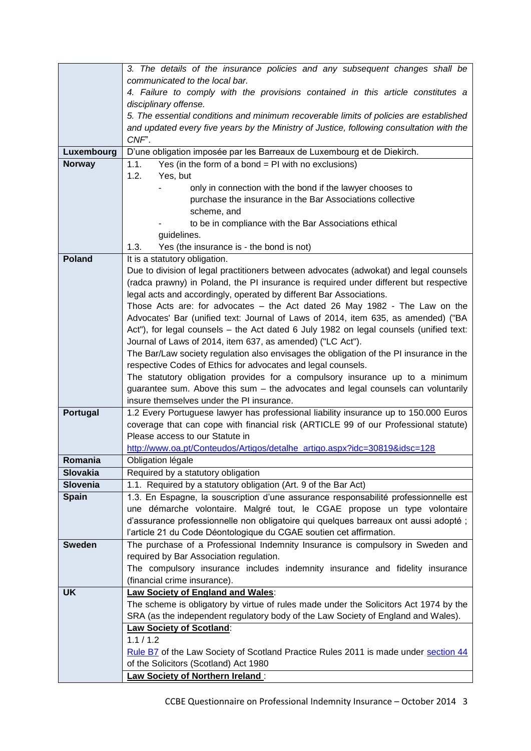| | |
|---|---|
| | *3. The details of the insurance policies and any subsequent changes shall be communicated to the local bar.*<br>*4. Failure to comply with the provisions contained in this article constitutes a disciplinary offense.*<br>*5. The essential conditions and minimum recoverable limits of policies are established and updated every five years by the Ministry of Justice, following consultation with the CNF*". |
| **Luxembourg** | D'une obligation imposée par les Barreaux de Luxembourg et de Diekirch. |
| **Norway** | 1.1. Yes (in the form of a bond = PI with no exclusions)<br>1.2. Yes, but<br>- only in connection with the bond if the lawyer chooses to purchase the insurance in the Bar Associations collective scheme, and<br>- to be in compliance with the Bar Associations ethical guidelines.<br>1.3. Yes (the insurance is - the bond is not) |
| **Poland** | It is a statutory obligation.<br>Due to division of legal practitioners between advocates (adwokat) and legal counsels (radca prawny) in Poland, the PI insurance is required under different but respective legal acts and accordingly, operated by different Bar Associations.<br>Those Acts are: for advocates – the Act dated 26 May 1982 - The Law on the Advocates' Bar (unified text: Journal of Laws of 2014, item 635, as amended) ("BA Act"), for legal counsels – the Act dated 6 July 1982 on legal counsels (unified text: Journal of Laws of 2014, item 637, as amended) ("LC Act").<br>The Bar/Law society regulation also envisages the obligation of the PI insurance in the respective Codes of Ethics for advocates and legal counsels.<br>The statutory obligation provides for a compulsory insurance up to a minimum guarantee sum. Above this sum – the advocates and legal counsels can voluntarily insure themselves under the PI insurance. |
| **Portugal** | 1.2 Every Portuguese lawyer has professional liability insurance up to 150.000 Euros coverage that can cope with financial risk (ARTICLE 99 of our Professional statute) Please access to our Statute in<br>http://www.oa.pt/Conteudos/Artigos/detalhe_artigo.aspx?idc=30819&idsc=128 |
| **Romania** | Obligation légale |
| **Slovakia** | Required by a statutory obligation |
| **Slovenia** | 1.1. Required by a statutory obligation (Art. 9 of the Bar Act) |
| **Spain** | 1.3. En Espagne, la souscription d'une assurance responsabilité professionnelle est une démarche volontaire. Malgré tout, le CGAE propose un type volontaire d'assurance professionnelle non obligatoire qui quelques barreaux ont aussi adopté ; l'article 21 du Code Déontologique du CGAE soutien cet affirmation. |
| **Sweden** | The purchase of a Professional Indemnity Insurance is compulsory in Sweden and required by Bar Association regulation.<br>The compulsory insurance includes indemnity insurance and fidelity insurance (financial crime insurance). |
| **UK** | **Law Society of England and Wales**:<br>The scheme is obligatory by virtue of rules made under the Solicitors Act 1974 by the SRA (as the independent regulatory body of the Law Society of England and Wales). |
| | **Law Society of Scotland**:<br>1.1 / 1.2<br>Rule B7 of the Law Society of Scotland Practice Rules 2011 is made under section 44 of the Solicitors (Scotland) Act 1980 |
| | **Law Society of Northern Ireland** : |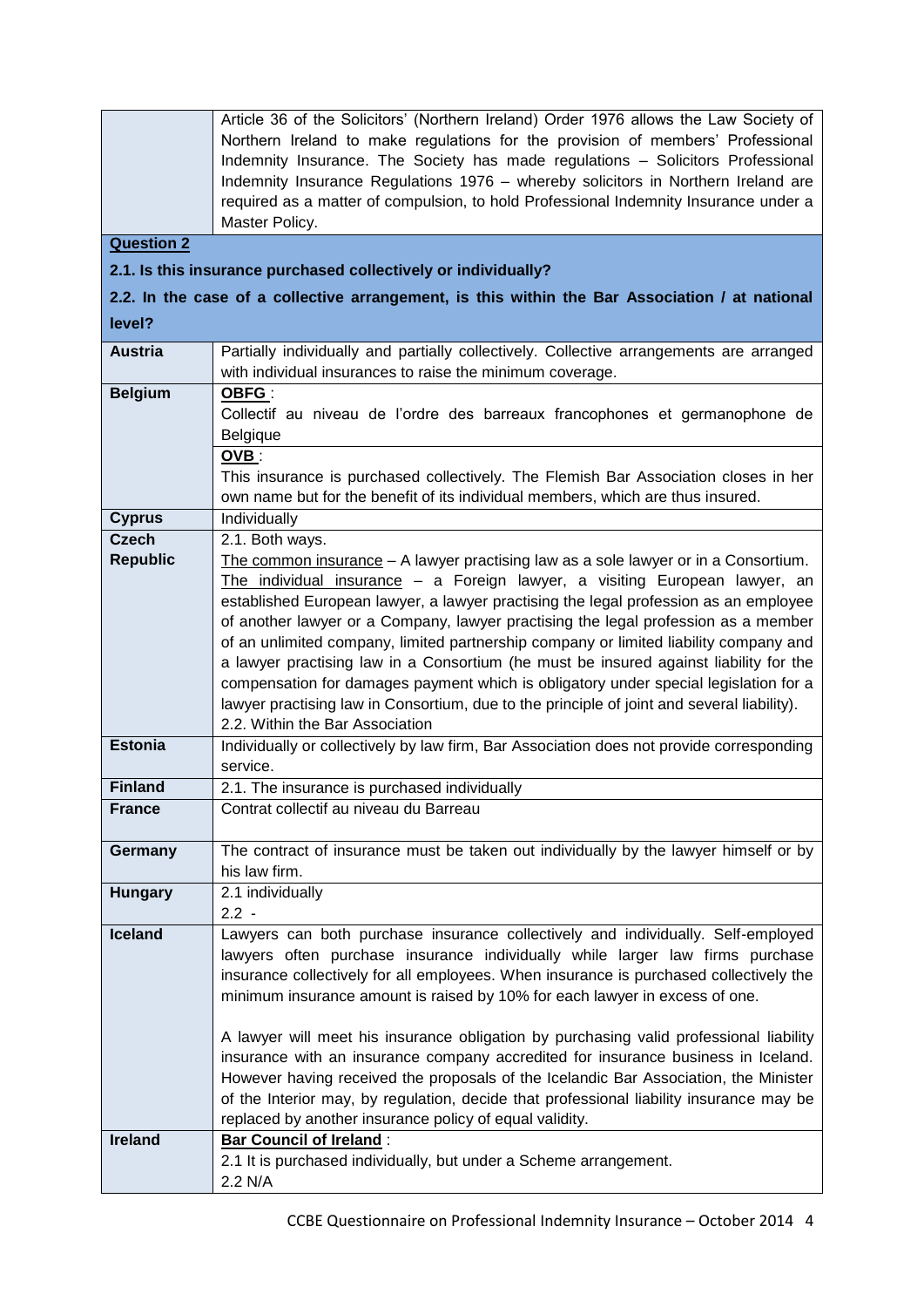| | |
|---|---|
| | Article 36 of the Solicitors' (Northern Ireland) Order 1976 allows the Law Society of Northern Ireland to make regulations for the provision of members' Professional Indemnity Insurance. The Society has made regulations – Solicitors Professional Indemnity Insurance Regulations 1976 – whereby solicitors in Northern Ireland are required as a matter of compulsion, to hold Professional Indemnity Insurance under a Master Policy. |
| **Question 2** | |
| **2.1. Is this insurance purchased collectively or individually?** | |
| **2.2. In the case of a collective arrangement, is this within the Bar Association / at national level?** | |
| **Austria** | Partially individually and partially collectively. Collective arrangements are arranged with individual insurances to raise the minimum coverage. |
| **Belgium** | **OBFG** :<br>Collectif au niveau de l'ordre des barreaux francophones et germanophone de Belgique<br>**OVB** :<br>This insurance is purchased collectively. The Flemish Bar Association closes in her own name but for the benefit of its individual members, which are thus insured. |
| **Cyprus** | Individually |
| **Czech Republic** | 2.1. Both ways.<br>The common insurance – A lawyer practising law as a sole lawyer or in a Consortium.<br>The individual insurance – a Foreign lawyer, a visiting European lawyer, an established European lawyer, a lawyer practising the legal profession as an employee of another lawyer or a Company, lawyer practising the legal profession as a member of an unlimited company, limited partnership company or limited liability company and a lawyer practising law in a Consortium (he must be insured against liability for the compensation for damages payment which is obligatory under special legislation for a lawyer practising law in Consortium, due to the principle of joint and several liability).<br>2.2. Within the Bar Association |
| **Estonia** | Individually or collectively by law firm, Bar Association does not provide corresponding service. |
| **Finland** | 2.1. The insurance is purchased individually |
| **France** | Contrat collectif au niveau du Barreau |
| **Germany** | The contract of insurance must be taken out individually by the lawyer himself or by his law firm. |
| **Hungary** | 2.1 individually<br>2.2 - |
| **Iceland** | Lawyers can both purchase insurance collectively and individually. Self-employed lawyers often purchase insurance individually while larger law firms purchase insurance collectively for all employees. When insurance is purchased collectively the minimum insurance amount is raised by 10% for each lawyer in excess of one.<br><br>A lawyer will meet his insurance obligation by purchasing valid professional liability insurance with an insurance company accredited for insurance business in Iceland. However having received the proposals of the Icelandic Bar Association, the Minister of the Interior may, by regulation, decide that professional liability insurance may be replaced by another insurance policy of equal validity. |
| **Ireland** | **Bar Council of Ireland** :<br>2.1 It is purchased individually, but under a Scheme arrangement.<br>2.2 N/A |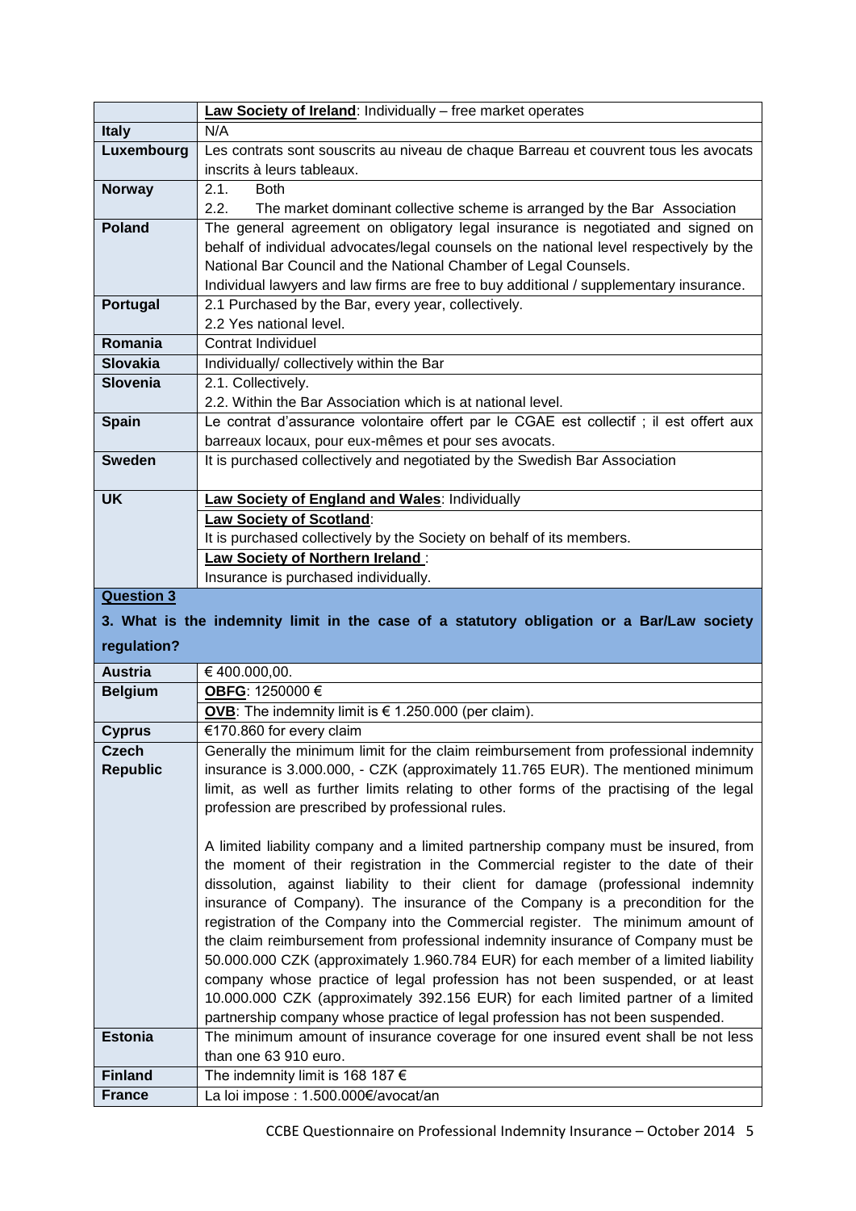| | |
|---|---|
| | **Law Society of Ireland**: Individually – free market operates |
| **Italy** | N/A |
| **Luxembourg** | Les contrats sont souscrits au niveau de chaque Barreau et couvrent tous les avocats inscrits à leurs tableaux. |
| **Norway** | 2.1. Both<br>2.2. The market dominant collective scheme is arranged by the Bar Association |
| **Poland** | The general agreement on obligatory legal insurance is negotiated and signed on behalf of individual advocates/legal counsels on the national level respectively by the National Bar Council and the National Chamber of Legal Counsels.<br>Individual lawyers and law firms are free to buy additional / supplementary insurance. |
| **Portugal** | 2.1 Purchased by the Bar, every year, collectively.<br>2.2 Yes national level. |
| **Romania** | Contrat Individuel |
| **Slovakia** | Individually/ collectively within the Bar |
| **Slovenia** | 2.1. Collectively.<br>2.2. Within the Bar Association which is at national level. |
| **Spain** | Le contrat d'assurance volontaire offert par le CGAE est collectif ; il est offert aux barreaux locaux, pour eux-mêmes et pour ses avocats. |
| **Sweden** | It is purchased collectively and negotiated by the Swedish Bar Association |
| **UK** | **Law Society of England and Wales**: Individually |
| | **Law Society of Scotland**:<br>It is purchased collectively by the Society on behalf of its members. |
| | **Law Society of Northern Ireland** :<br>Insurance is purchased individually. |

**Question 3**

**3. What is the indemnity limit in the case of a statutory obligation or a Bar/Law society regulation?**

| | |
|---|---|
| **Austria** | € 400.000,00. |
| **Belgium** | **OBFG**: 1250000 € |
| | **OVB**: The indemnity limit is € 1.250.000 (per claim). |
| **Cyprus** | €170.860 for every claim |
| **Czech Republic** | Generally the minimum limit for the claim reimbursement from professional indemnity insurance is 3.000.000, - CZK (approximately 11.765 EUR). The mentioned minimum limit, as well as further limits relating to other forms of the practising of the legal profession are prescribed by professional rules.<br><br>A limited liability company and a limited partnership company must be insured, from the moment of their registration in the Commercial register to the date of their dissolution, against liability to their client for damage (professional indemnity insurance of Company). The insurance of the Company is a precondition for the registration of the Company into the Commercial register. The minimum amount of the claim reimbursement from professional indemnity insurance of Company must be 50.000.000 CZK (approximately 1.960.784 EUR) for each member of a limited liability company whose practice of legal profession has not been suspended, or at least 10.000.000 CZK (approximately 392.156 EUR) for each limited partner of a limited partnership company whose practice of legal profession has not been suspended. |
| **Estonia** | The minimum amount of insurance coverage for one insured event shall be not less than one 63 910 euro. |
| **Finland** | The indemnity limit is 168 187 € |
| **France** | La loi impose : 1.500.000€/avocat/an |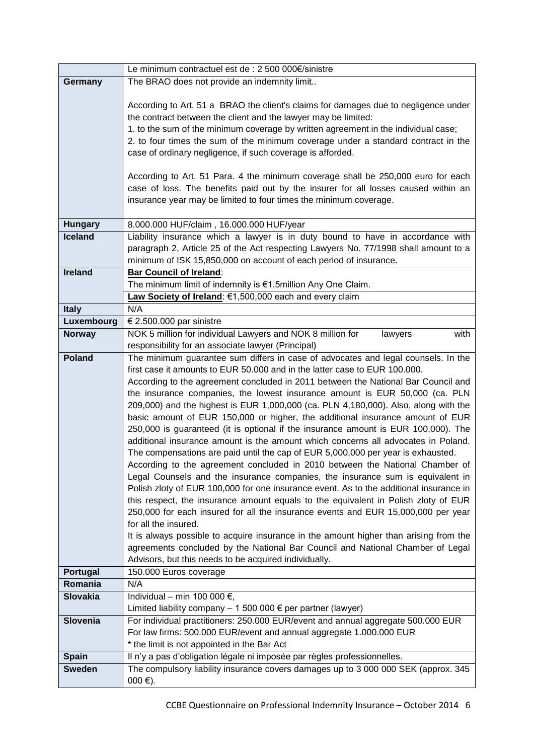| | |
|---|---|
| | Le minimum contractuel est de : 2 500 000€/sinistre |
| **Germany** | The BRAO does not provide an indemnity limit..<br><br>According to Art. 51 a BRAO the client's claims for damages due to negligence under the contract between the client and the lawyer may be limited:<br>1. to the sum of the minimum coverage by written agreement in the individual case;<br>2. to four times the sum of the minimum coverage under a standard contract in the case of ordinary negligence, if such coverage is afforded.<br><br>According to Art. 51 Para. 4 the minimum coverage shall be 250,000 euro for each case of loss. The benefits paid out by the insurer for all losses caused within an insurance year may be limited to four times the minimum coverage. |
| **Hungary** | 8.000.000 HUF/claim , 16.000.000 HUF/year |
| **Iceland** | Liability insurance which a lawyer is in duty bound to have in accordance with paragraph 2, Article 25 of the Act respecting Lawyers No. 77/1998 shall amount to a minimum of ISK 15,850,000 on account of each period of insurance. |
| **Ireland** | **Bar Council of Ireland**:<br>The minimum limit of indemnity is €1.5million Any One Claim. |
| | **Law Society of Ireland**: €1,500,000 each and every claim |
| **Italy** | N/A |
| **Luxembourg** | € 2.500.000 par sinistre |
| **Norway** | NOK 5 million for individual Lawyers and NOK 8 million for lawyers with responsibility for an associate lawyer (Principal) |
| **Poland** | The minimum guarantee sum differs in case of advocates and legal counsels. In the first case it amounts to EUR 50.000 and in the latter case to EUR 100.000.<br>According to the agreement concluded in 2011 between the National Bar Council and the insurance companies, the lowest insurance amount is EUR 50,000 (ca. PLN 209,000) and the highest is EUR 1,000,000 (ca. PLN 4,180,000). Also, along with the basic amount of EUR 150,000 or higher, the additional insurance amount of EUR 250,000 is guaranteed (it is optional if the insurance amount is EUR 100,000). The additional insurance amount is the amount which concerns all advocates in Poland. The compensations are paid until the cap of EUR 5,000,000 per year is exhausted.<br>According to the agreement concluded in 2010 between the National Chamber of Legal Counsels and the insurance companies, the insurance sum is equivalent in Polish zloty of EUR 100,000 for one insurance event. As to the additional insurance in this respect, the insurance amount equals to the equivalent in Polish zloty of EUR 250,000 for each insured for all the insurance events and EUR 15,000,000 per year for all the insured.<br>It is always possible to acquire insurance in the amount higher than arising from the agreements concluded by the National Bar Council and National Chamber of Legal Advisors, but this needs to be acquired individually. |
| **Portugal** | 150.000 Euros coverage |
| **Romania** | N/A |
| **Slovakia** | Individual – min 100 000 €,<br>Limited liability company – 1 500 000 € per partner (lawyer) |
| **Slovenia** | For individual practitioners: 250.000 EUR/event and annual aggregate 500.000 EUR<br>For law firms: 500.000 EUR/event and annual aggregate 1.000.000 EUR<br>* the limit is not appointed in the Bar Act |
| **Spain** | Il n'y a pas d'obligation légale ni imposée par règles professionnelles. |
| **Sweden** | The compulsory liability insurance covers damages up to 3 000 000 SEK (approx. 345 000 €). |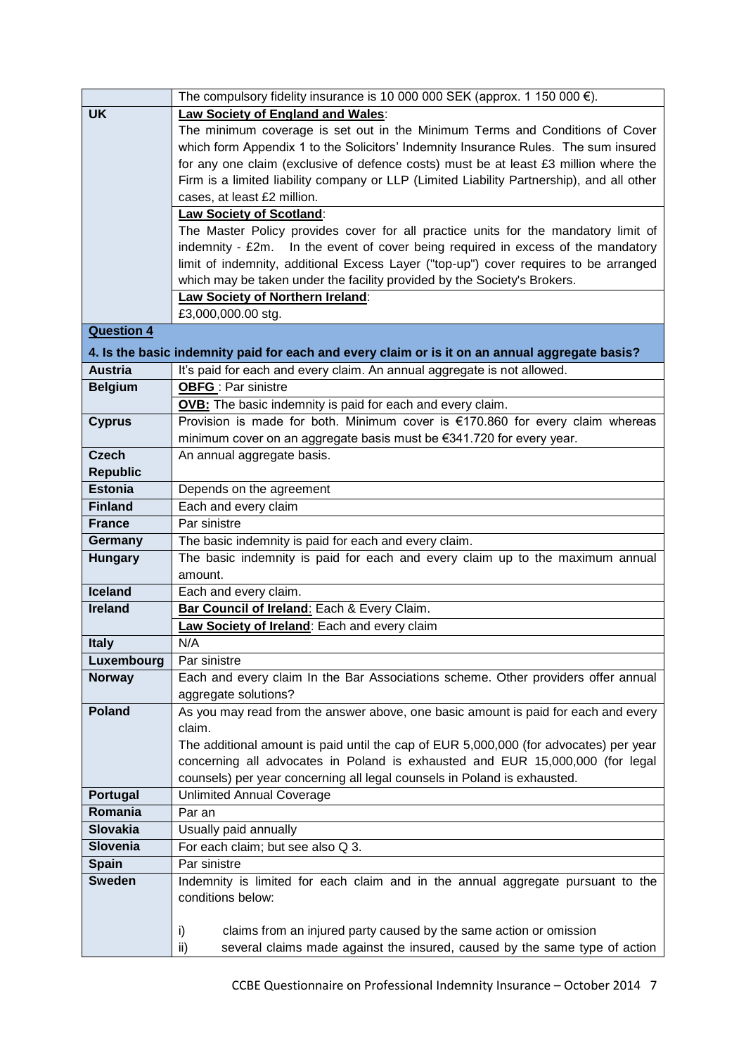| | |
|---|---|
| | The compulsory fidelity insurance is 10 000 000 SEK (approx. 1 150 000 €). |
| **UK** | **Law Society of England and Wales**: The minimum coverage is set out in the Minimum Terms and Conditions of Cover which form Appendix 1 to the Solicitors' Indemnity Insurance Rules. The sum insured for any one claim (exclusive of defence costs) must be at least £3 million where the Firm is a limited liability company or LLP (Limited Liability Partnership), and all other cases, at least £2 million. |
| | **Law Society of Scotland**: The Master Policy provides cover for all practice units for the mandatory limit of indemnity - £2m. In the event of cover being required in excess of the mandatory limit of indemnity, additional Excess Layer ("top-up") cover requires to be arranged which may be taken under the facility provided by the Society's Brokers. |
| | **Law Society of Northern Ireland**: £3,000,000.00 stg. |
| **Question 4** | |
| **4. Is the basic indemnity paid for each and every claim or is it on an annual aggregate basis?** | |
| **Austria** | It's paid for each and every claim. An annual aggregate is not allowed. |
| **Belgium** | **OBFG** : Par sinistre |
| | **OVB:** The basic indemnity is paid for each and every claim. |
| **Cyprus** | Provision is made for both. Minimum cover is €170.860 for every claim whereas minimum cover on an aggregate basis must be €341.720 for every year. |
| **Czech Republic** | An annual aggregate basis. |
| **Estonia** | Depends on the agreement |
| **Finland** | Each and every claim |
| **France** | Par sinistre |
| **Germany** | The basic indemnity is paid for each and every claim. |
| **Hungary** | The basic indemnity is paid for each and every claim up to the maximum annual amount. |
| **Iceland** | Each and every claim. |
| **Ireland** | **Bar Council of Ireland**: Each & Every Claim. |
| | **Law Society of Ireland**: Each and every claim |
| **Italy** | N/A |
| **Luxembourg** | Par sinistre |
| **Norway** | Each and every claim In the Bar Associations scheme. Other providers offer annual aggregate solutions? |
| **Poland** | As you may read from the answer above, one basic amount is paid for each and every claim. The additional amount is paid until the cap of EUR 5,000,000 (for advocates) per year concerning all advocates in Poland is exhausted and EUR 15,000,000 (for legal counsels) per year concerning all legal counsels in Poland is exhausted. |
| **Portugal** | Unlimited Annual Coverage |
| **Romania** | Par an |
| **Slovakia** | Usually paid annually |
| **Slovenia** | For each claim; but see also Q 3. |
| **Spain** | Par sinistre |
| **Sweden** | Indemnity is limited for each claim and in the annual aggregate pursuant to the conditions below:<br><br>i) claims from an injured party caused by the same action or omission<br>ii) several claims made against the insured, caused by the same type of action |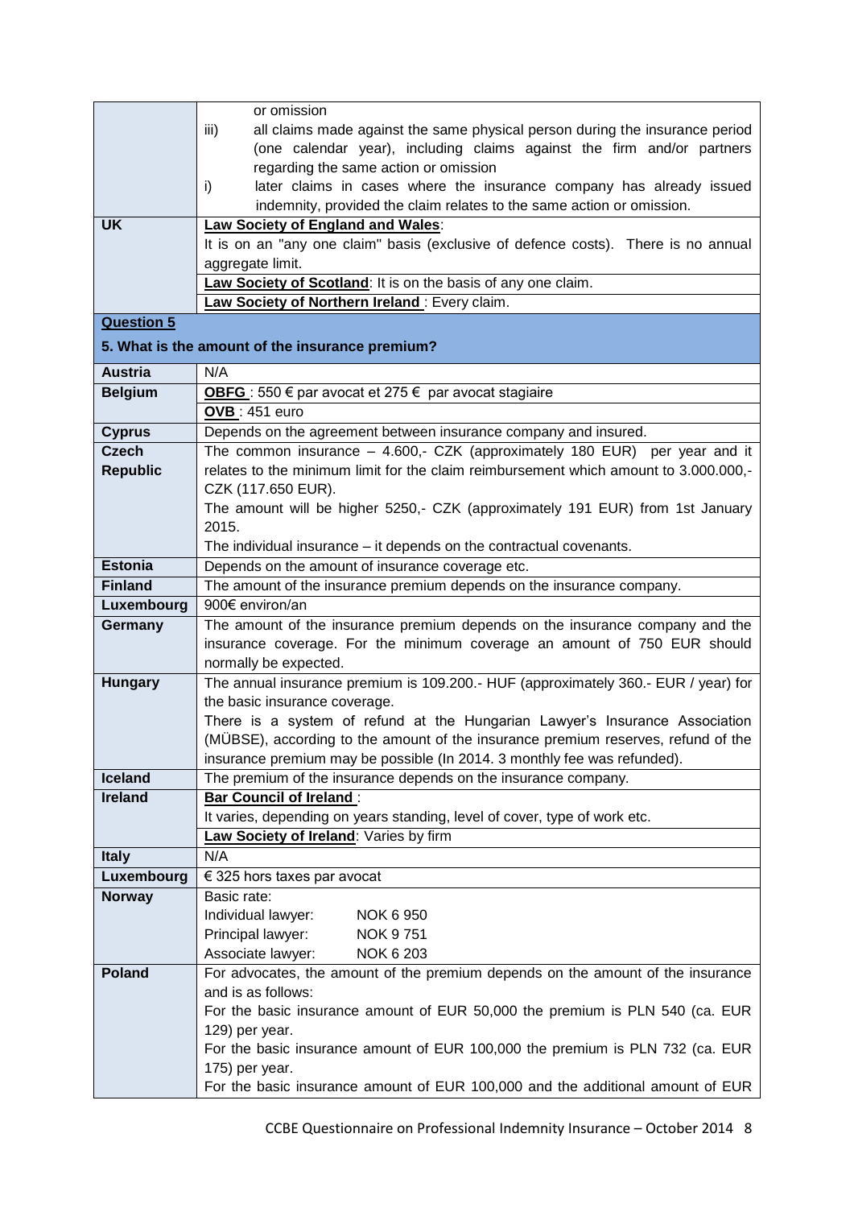| | |
|---|---|
| | or omission<br>iii) all claims made against the same physical person during the insurance period (one calendar year), including claims against the firm and/or partners regarding the same action or omission<br>i) later claims in cases where the insurance company has already issued indemnity, provided the claim relates to the same action or omission. |
| **UK** | **Law Society of England and Wales**:<br>It is on an "any one claim" basis (exclusive of defence costs). There is no annual aggregate limit. |
| | **Law Society of Scotland**: It is on the basis of any one claim. |
| | **Law Society of Northern Ireland** : Every claim. |
| **Question 5**<br>**5. What is the amount of the insurance premium?** | |
| **Austria** | N/A |
| **Belgium** | **OBFG** : 550 € par avocat et 275 € par avocat stagiaire |
| | **OVB** : 451 euro |
| **Cyprus** | Depends on the agreement between insurance company and insured. |
| **Czech Republic** | The common insurance – 4.600,- CZK (approximately 180 EUR) per year and it relates to the minimum limit for the claim reimbursement which amount to 3.000.000,- CZK (117.650 EUR).<br>The amount will be higher 5250,- CZK (approximately 191 EUR) from 1st January 2015.<br>The individual insurance – it depends on the contractual covenants. |
| **Estonia** | Depends on the amount of insurance coverage etc. |
| **Finland** | The amount of the insurance premium depends on the insurance company. |
| **Luxembourg** | 900€ environ/an |
| **Germany** | The amount of the insurance premium depends on the insurance company and the insurance coverage. For the minimum coverage an amount of 750 EUR should normally be expected. |
| **Hungary** | The annual insurance premium is 109.200.- HUF (approximately 360.- EUR / year) for the basic insurance coverage.<br>There is a system of refund at the Hungarian Lawyer's Insurance Association (MÜBSE), according to the amount of the insurance premium reserves, refund of the insurance premium may be possible (In 2014. 3 monthly fee was refunded). |
| **Iceland** | The premium of the insurance depends on the insurance company. |
| **Ireland** | **Bar Council of Ireland** :<br>It varies, depending on years standing, level of cover, type of work etc. |
| | **Law Society of Ireland**: Varies by firm |
| **Italy** | N/A |
| **Luxembourg** | € 325 hors taxes par avocat |
| **Norway** | Basic rate:<br>Individual lawyer: NOK 6 950<br>Principal lawyer: NOK 9 751<br>Associate lawyer: NOK 6 203 |
| **Poland** | For advocates, the amount of the premium depends on the amount of the insurance and is as follows:<br>For the basic insurance amount of EUR 50,000 the premium is PLN 540 (ca. EUR 129) per year.<br>For the basic insurance amount of EUR 100,000 the premium is PLN 732 (ca. EUR 175) per year.<br>For the basic insurance amount of EUR 100,000 and the additional amount of EUR |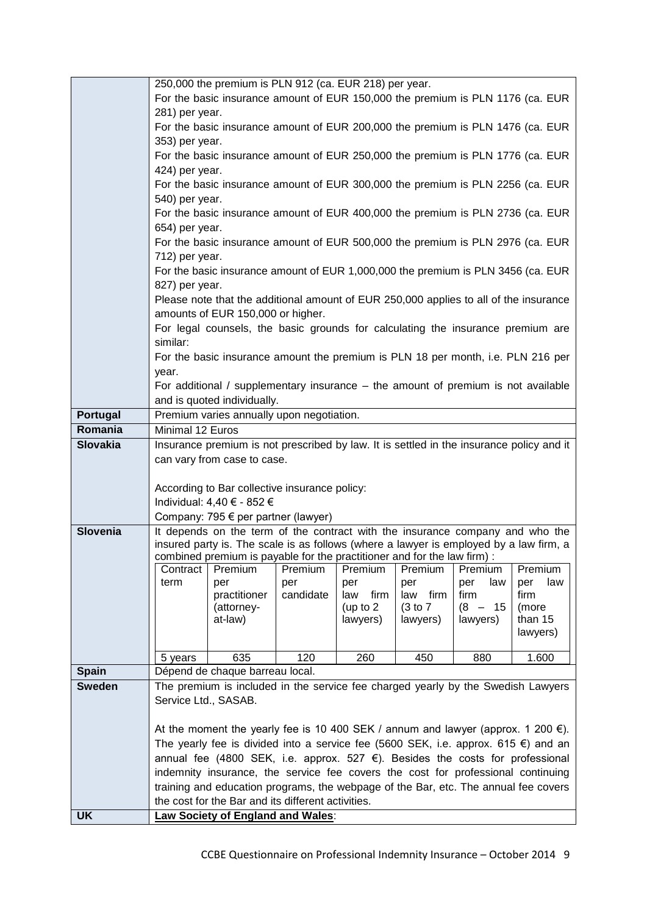| | |
|---|---|
| | 250,000 the premium is PLN 912 (ca. EUR 218) per year.<br>For the basic insurance amount of EUR 150,000 the premium is PLN 1176 (ca. EUR 281) per year.<br>For the basic insurance amount of EUR 200,000 the premium is PLN 1476 (ca. EUR 353) per year.<br>For the basic insurance amount of EUR 250,000 the premium is PLN 1776 (ca. EUR 424) per year.<br>For the basic insurance amount of EUR 300,000 the premium is PLN 2256 (ca. EUR 540) per year.<br>For the basic insurance amount of EUR 400,000 the premium is PLN 2736 (ca. EUR 654) per year.<br>For the basic insurance amount of EUR 500,000 the premium is PLN 2976 (ca. EUR 712) per year.<br>For the basic insurance amount of EUR 1,000,000 the premium is PLN 3456 (ca. EUR 827) per year.<br>Please note that the additional amount of EUR 250,000 applies to all of the insurance amounts of EUR 150,000 or higher.<br>For legal counsels, the basic grounds for calculating the insurance premium are similar:<br>For the basic insurance amount the premium is PLN 18 per month, i.e. PLN 216 per year.<br>For additional / supplementary insurance – the amount of premium is not available and is quoted individually. |
| **Portugal** | Premium varies annually upon negotiation. |
| **Romania** | Minimal 12 Euros |
| **Slovakia** | Insurance premium is not prescribed by law. It is settled in the insurance policy and it can vary from case to case.<br><br>According to Bar collective insurance policy:<br>Individual: 4,40 € - 852 €<br>Company: 795 € per partner (lawyer) |
| **Slovenia** | It depends on the term of the contract with the insurance company and who the insured party is. The scale is as follows (where a lawyer is employed by a law firm, a combined premium is payable for the practitioner and for the law firm) :<br><br>Contract term: 5 years — Premium per practitioner (attorney-at-law): 635; Premium per candidate: 120; Premium per law firm (up to 2 lawyers): 260; Premium per law firm (3 to 7 lawyers): 450; Premium per law firm (8 – 15 lawyers): 880; Premium per law firm (more than 15 lawyers): 1.600 |
| **Spain** | Dépend de chaque barreau local. |
| **Sweden** | The premium is included in the service fee charged yearly by the Swedish Lawyers Service Ltd., SASAB.<br><br>At the moment the yearly fee is 10 400 SEK / annum and lawyer (approx. 1 200 €). The yearly fee is divided into a service fee (5600 SEK, i.e. approx. 615 €) and an annual fee (4800 SEK, i.e. approx. 527 €). Besides the costs for professional indemnity insurance, the service fee covers the cost for professional continuing training and education programs, the webpage of the Bar, etc. The annual fee covers the cost for the Bar and its different activities. |
| **UK** | **Law Society of England and Wales**: |

Slovenia premium scale:

| Contract term | Premium per practitioner (attorney-at-law) | Premium per candidate | Premium per law firm (up to 2 lawyers) | Premium per law firm (3 to 7 lawyers) | Premium per law firm (8 – 15 lawyers) | Premium per law firm (more than 15 lawyers) |
|---|---|---|---|---|---|---|
| 5 years | 635 | 120 | 260 | 450 | 880 | 1.600 |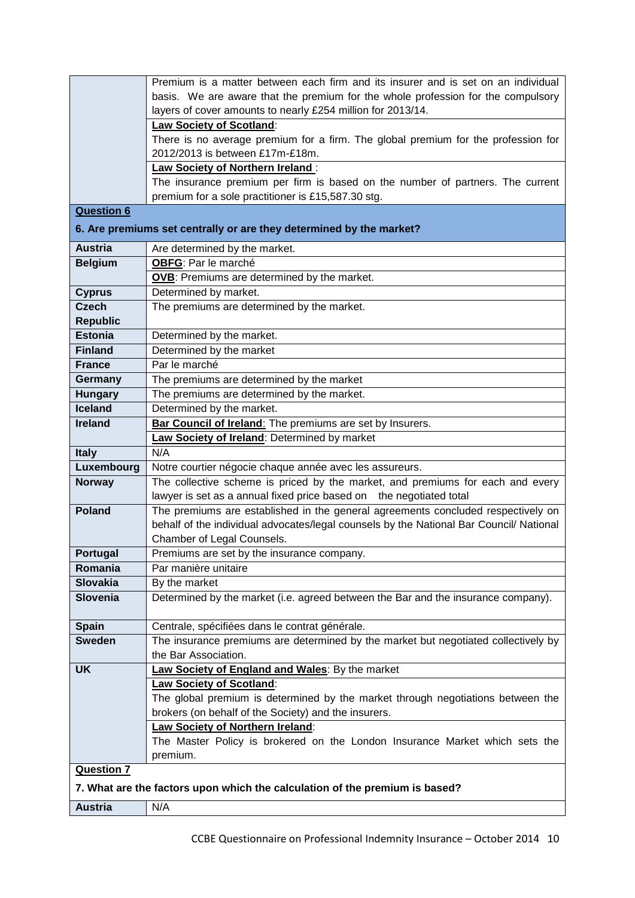| | |
|---|---|
| | Premium is a matter between each firm and its insurer and is set on an individual basis. We are aware that the premium for the whole profession for the compulsory layers of cover amounts to nearly £254 million for 2013/14. |
| | **Law Society of Scotland**: There is no average premium for a firm. The global premium for the profession for 2012/2013 is between £17m-£18m. |
| | **Law Society of Northern Ireland** : The insurance premium per firm is based on the number of partners. The current premium for a sole practitioner is £15,587.30 stg. |
| **Question 6** **6. Are premiums set centrally or are they determined by the market?** | |
| **Austria** | Are determined by the market. |
| **Belgium** | **OBFG**: Par le marché |
| | **OVB**: Premiums are determined by the market. |
| **Cyprus** | Determined by market. |
| **Czech Republic** | The premiums are determined by the market. |
| **Estonia** | Determined by the market. |
| **Finland** | Determined by the market |
| **France** | Par le marché |
| **Germany** | The premiums are determined by the market |
| **Hungary** | The premiums are determined by the market. |
| **Iceland** | Determined by the market. |
| **Ireland** | **Bar Council of Ireland**: The premiums are set by Insurers. |
| | **Law Society of Ireland**: Determined by market |
| **Italy** | N/A |
| **Luxembourg** | Notre courtier négocie chaque année avec les assureurs. |
| **Norway** | The collective scheme is priced by the market, and premiums for each and every lawyer is set as a annual fixed price based on the negotiated total |
| **Poland** | The premiums are established in the general agreements concluded respectively on behalf of the individual advocates/legal counsels by the National Bar Council/ National Chamber of Legal Counsels. |
| **Portugal** | Premiums are set by the insurance company. |
| **Romania** | Par manière unitaire |
| **Slovakia** | By the market |
| **Slovenia** | Determined by the market (i.e. agreed between the Bar and the insurance company). |
| **Spain** | Centrale, spécifiées dans le contrat générale. |
| **Sweden** | The insurance premiums are determined by the market but negotiated collectively by the Bar Association. |
| **UK** | **Law Society of England and Wales**: By the market |
| | **Law Society of Scotland**: The global premium is determined by the market through negotiations between the brokers (on behalf of the Society) and the insurers. |
| | **Law Society of Northern Ireland**: The Master Policy is brokered on the London Insurance Market which sets the premium. |
| **Question 7** **7. What are the factors upon which the calculation of the premium is based?** | |
| **Austria** | N/A |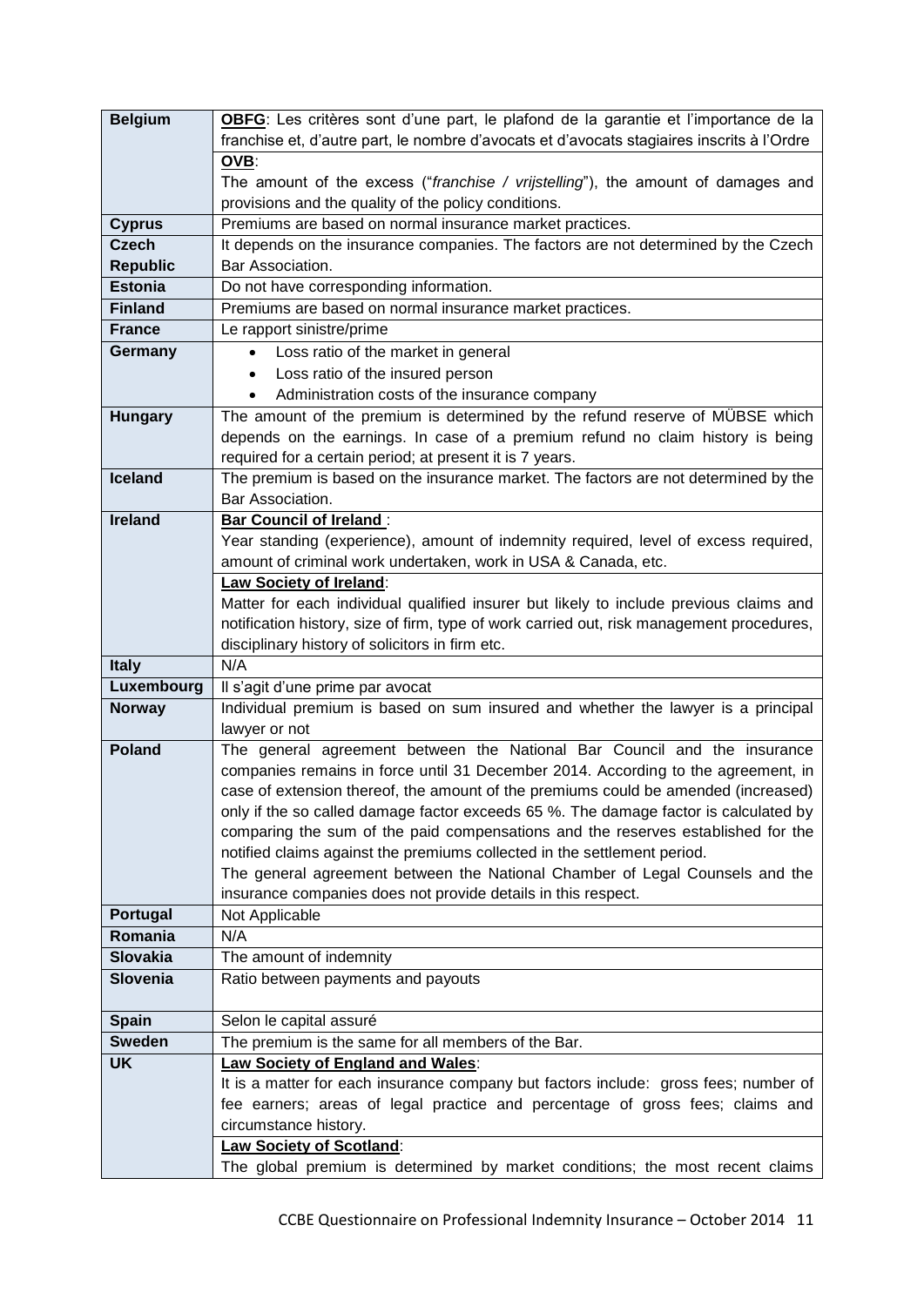| | |
|---|---|
| **Belgium** | **OBFG**: Les critères sont d'une part, le plafond de la garantie et l'importance de la franchise et, d'autre part, le nombre d'avocats et d'avocats stagiaires inscrits à l'Ordre |
| | **OVB**:<br>The amount of the excess ("*franchise / vrijstelling*"), the amount of damages and provisions and the quality of the policy conditions. |
| **Cyprus** | Premiums are based on normal insurance market practices. |
| **Czech Republic** | It depends on the insurance companies. The factors are not determined by the Czech Bar Association. |
| **Estonia** | Do not have corresponding information. |
| **Finland** | Premiums are based on normal insurance market practices. |
| **France** | Le rapport sinistre/prime |
| **Germany** | • Loss ratio of the market in general<br>• Loss ratio of the insured person<br>• Administration costs of the insurance company |
| **Hungary** | The amount of the premium is determined by the refund reserve of MÜBSE which depends on the earnings. In case of a premium refund no claim history is being required for a certain period; at present it is 7 years. |
| **Iceland** | The premium is based on the insurance market. The factors are not determined by the Bar Association. |
| **Ireland** | **Bar Council of Ireland** :<br>Year standing (experience), amount of indemnity required, level of excess required, amount of criminal work undertaken, work in USA & Canada, etc. |
| | **Law Society of Ireland**:<br>Matter for each individual qualified insurer but likely to include previous claims and notification history, size of firm, type of work carried out, risk management procedures, disciplinary history of solicitors in firm etc. |
| **Italy** | N/A |
| **Luxembourg** | Il s'agit d'une prime par avocat |
| **Norway** | Individual premium is based on sum insured and whether the lawyer is a principal lawyer or not |
| **Poland** | The general agreement between the National Bar Council and the insurance companies remains in force until 31 December 2014. According to the agreement, in case of extension thereof, the amount of the premiums could be amended (increased) only if the so called damage factor exceeds 65 %. The damage factor is calculated by comparing the sum of the paid compensations and the reserves established for the notified claims against the premiums collected in the settlement period.<br>The general agreement between the National Chamber of Legal Counsels and the insurance companies does not provide details in this respect. |
| **Portugal** | Not Applicable |
| **Romania** | N/A |
| **Slovakia** | The amount of indemnity |
| **Slovenia** | Ratio between payments and payouts |
| **Spain** | Selon le capital assuré |
| **Sweden** | The premium is the same for all members of the Bar. |
| **UK** | **Law Society of England and Wales**:<br>It is a matter for each insurance company but factors include: gross fees; number of fee earners; areas of legal practice and percentage of gross fees; claims and circumstance history. |
| | **Law Society of Scotland**:<br>The global premium is determined by market conditions; the most recent claims |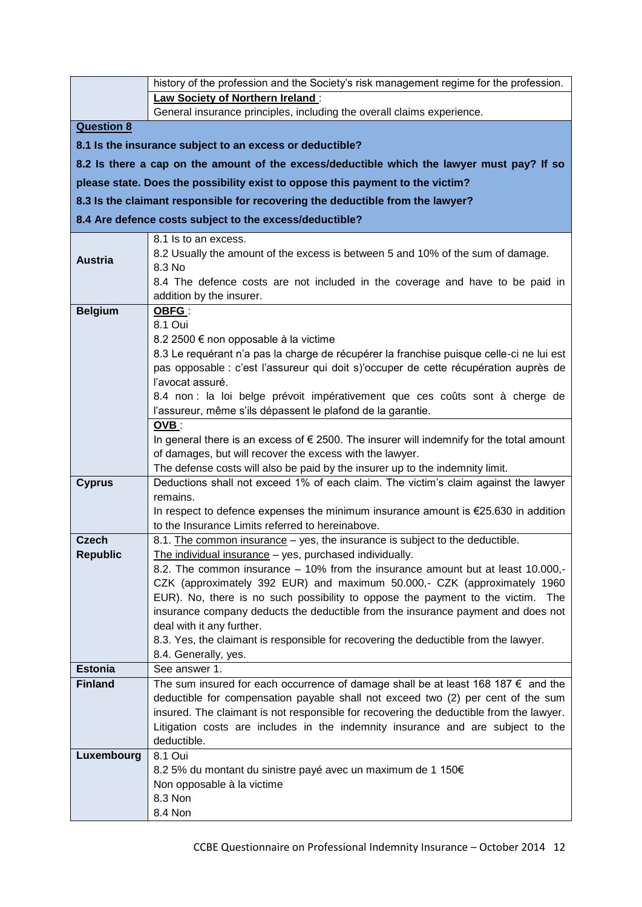| | |
|---|---|
| | history of the profession and the Society's risk management regime for the profession. |
| | **Law Society of Northern Ireland** :<br>General insurance principles, including the overall claims experience. |
| **Question 8**<br>**8.1 Is the insurance subject to an excess or deductible?**<br>**8.2 Is there a cap on the amount of the excess/deductible which the lawyer must pay? If so please state. Does the possibility exist to oppose this payment to the victim?**<br>**8.3 Is the claimant responsible for recovering the deductible from the lawyer?**<br>**8.4 Are defence costs subject to the excess/deductible?** | |
| **Austria** | 8.1 Is to an excess.<br>8.2 Usually the amount of the excess is between 5 and 10% of the sum of damage.<br>8.3 No<br>8.4 The defence costs are not included in the coverage and have to be paid in addition by the insurer. |
| **Belgium** | **OBFG** :<br>8.1 Oui<br>8.2 2500 € non opposable à la victime<br>8.3 Le requérant n'a pas la charge de récupérer la franchise puisque celle-ci ne lui est pas opposable : c'est l'assureur qui doit s)'occuper de cette récupération auprès de l'avocat assuré.<br>8.4 non : la loi belge prévoit impérativement que ces coûts sont à cherge de l'assureur, même s'ils dépassent le plafond de la garantie. |
| | **OVB** :<br>In general there is an excess of € 2500. The insurer will indemnify for the total amount of damages, but will recover the excess with the lawyer.<br>The defense costs will also be paid by the insurer up to the indemnity limit. |
| **Cyprus** | Deductions shall not exceed 1% of each claim. The victim's claim against the lawyer remains.<br>In respect to defence expenses the minimum insurance amount is €25.630 in addition to the Insurance Limits referred to hereinabove. |
| **Czech Republic** | 8.1. The common insurance – yes, the insurance is subject to the deductible.<br>The individual insurance – yes, purchased individually.<br>8.2. The common insurance – 10% from the insurance amount but at least 10.000,- CZK (approximately 392 EUR) and maximum 50.000,- CZK (approximately 1960 EUR). No, there is no such possibility to oppose the payment to the victim. The insurance company deducts the deductible from the insurance payment and does not deal with it any further.<br>8.3. Yes, the claimant is responsible for recovering the deductible from the lawyer.<br>8.4. Generally, yes. |
| **Estonia** | See answer 1. |
| **Finland** | The sum insured for each occurrence of damage shall be at least 168 187 € and the deductible for compensation payable shall not exceed two (2) per cent of the sum insured. The claimant is not responsible for recovering the deductible from the lawyer. Litigation costs are includes in the indemnity insurance and are subject to the deductible. |
| **Luxembourg** | 8.1 Oui<br>8.2 5% du montant du sinistre payé avec un maximum de 1 150€<br>Non opposable à la victime<br>8.3 Non<br>8.4 Non |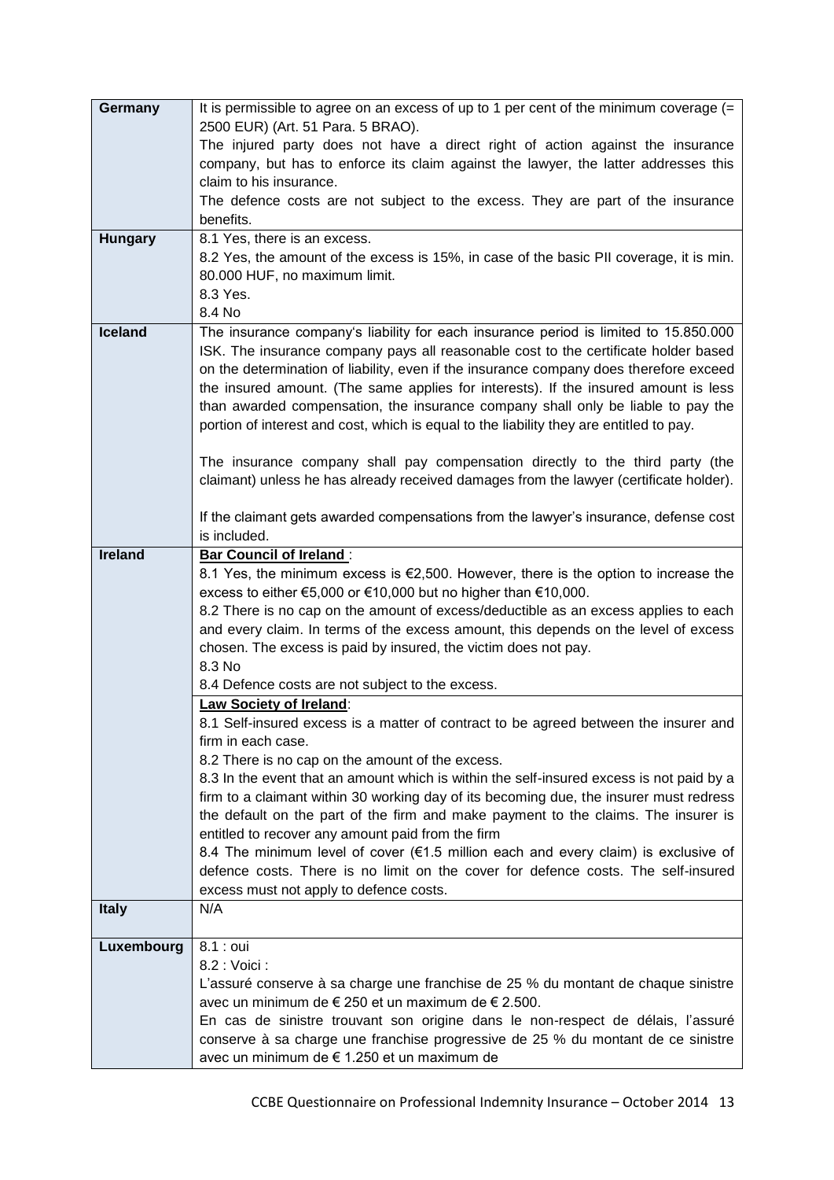| | |
|---|---|
| **Germany** | It is permissible to agree on an excess of up to 1 per cent of the minimum coverage (= 2500 EUR) (Art. 51 Para. 5 BRAO).<br>The injured party does not have a direct right of action against the insurance company, but has to enforce its claim against the lawyer, the latter addresses this claim to his insurance.<br>The defence costs are not subject to the excess. They are part of the insurance benefits. |
| **Hungary** | 8.1 Yes, there is an excess.<br>8.2 Yes, the amount of the excess is 15%, in case of the basic PII coverage, it is min. 80.000 HUF, no maximum limit.<br>8.3 Yes.<br>8.4 No |
| **Iceland** | The insurance company's liability for each insurance period is limited to 15.850.000 ISK. The insurance company pays all reasonable cost to the certificate holder based on the determination of liability, even if the insurance company does therefore exceed the insured amount. (The same applies for interests). If the insured amount is less than awarded compensation, the insurance company shall only be liable to pay the portion of interest and cost, which is equal to the liability they are entitled to pay.<br><br>The insurance company shall pay compensation directly to the third party (the claimant) unless he has already received damages from the lawyer (certificate holder).<br><br>If the claimant gets awarded compensations from the lawyer's insurance, defense cost is included. |
| **Ireland** | **Bar Council of Ireland** :<br>8.1 Yes, the minimum excess is €2,500. However, there is the option to increase the excess to either €5,000 or €10,000 but no higher than €10,000.<br>8.2 There is no cap on the amount of excess/deductible as an excess applies to each and every claim. In terms of the excess amount, this depends on the level of excess chosen. The excess is paid by insured, the victim does not pay.<br>8.3 No<br>8.4 Defence costs are not subject to the excess. |
| | **Law Society of Ireland**:<br>8.1 Self-insured excess is a matter of contract to be agreed between the insurer and firm in each case.<br>8.2 There is no cap on the amount of the excess.<br>8.3 In the event that an amount which is within the self-insured excess is not paid by a firm to a claimant within 30 working day of its becoming due, the insurer must redress the default on the part of the firm and make payment to the claims. The insurer is entitled to recover any amount paid from the firm<br>8.4 The minimum level of cover (€1.5 million each and every claim) is exclusive of defence costs. There is no limit on the cover for defence costs. The self-insured excess must not apply to defence costs. |
| **Italy** | N/A |
| **Luxembourg** | 8.1 : oui<br>8.2 : Voici :<br>L'assuré conserve à sa charge une franchise de 25 % du montant de chaque sinistre avec un minimum de € 250 et un maximum de € 2.500.<br>En cas de sinistre trouvant son origine dans le non-respect de délais, l'assuré conserve à sa charge une franchise progressive de 25 % du montant de ce sinistre avec un minimum de € 1.250 et un maximum de |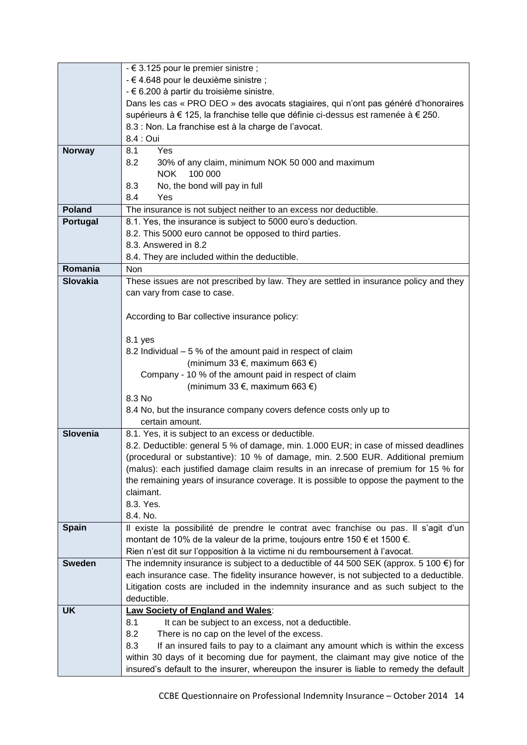| | |
|---|---|
| | - € 3.125 pour le premier sinistre ;<br>- € 4.648 pour le deuxième sinistre ;<br>- € 6.200 à partir du troisième sinistre.<br>Dans les cas « PRO DEO » des avocats stagiaires, qui n'ont pas généré d'honoraires supérieurs à € 125, la franchise telle que définie ci-dessus est ramenée à € 250.<br>8.3 : Non. La franchise est à la charge de l'avocat.<br>8.4 : Oui |
| **Norway** | 8.1 Yes<br>8.2 30% of any claim, minimum NOK 50 000 and maximum NOK 100 000<br>8.3 No, the bond will pay in full<br>8.4 Yes |
| **Poland** | The insurance is not subject neither to an excess nor deductible. |
| **Portugal** | 8.1. Yes, the insurance is subject to 5000 euro's deduction.<br>8.2. This 5000 euro cannot be opposed to third parties.<br>8.3. Answered in 8.2<br>8.4. They are included within the deductible. |
| **Romania** | Non |
| **Slovakia** | These issues are not prescribed by law. They are settled in insurance policy and they can vary from case to case.<br><br>According to Bar collective insurance policy:<br><br>8.1 yes<br>8.2 Individual – 5 % of the amount paid in respect of claim (minimum 33 €, maximum 663 €)<br>Company - 10 % of the amount paid in respect of claim (minimum 33 €, maximum 663 €)<br>8.3 No<br>8.4 No, but the insurance company covers defence costs only up to certain amount. |
| **Slovenia** | 8.1. Yes, it is subject to an excess or deductible.<br>8.2. Deductible: general 5 % of damage, min. 1.000 EUR; in case of missed deadlines (procedural or substantive): 10 % of damage, min. 2.500 EUR. Additional premium (malus): each justified damage claim results in an inrecase of premium for 15 % for the remaining years of insurance coverage. It is possible to oppose the payment to the claimant.<br>8.3. Yes.<br>8.4. No. |
| **Spain** | Il existe la possibilité de prendre le contrat avec franchise ou pas. Il s'agit d'un montant de 10% de la valeur de la prime, toujours entre 150 € et 1500 €.<br>Rien n'est dit sur l'opposition à la victime ni du remboursement à l'avocat. |
| **Sweden** | The indemnity insurance is subject to a deductible of 44 500 SEK (approx. 5 100 €) for each insurance case. The fidelity insurance however, is not subjected to a deductible. Litigation costs are included in the indemnity insurance and as such subject to the deductible. |
| **UK** | **<u>Law Society of England and Wales</u>**:<br>8.1 It can be subject to an excess, not a deductible.<br>8.2 There is no cap on the level of the excess.<br>8.3 If an insured fails to pay to a claimant any amount which is within the excess within 30 days of it becoming due for payment, the claimant may give notice of the insured's default to the insurer, whereupon the insurer is liable to remedy the default |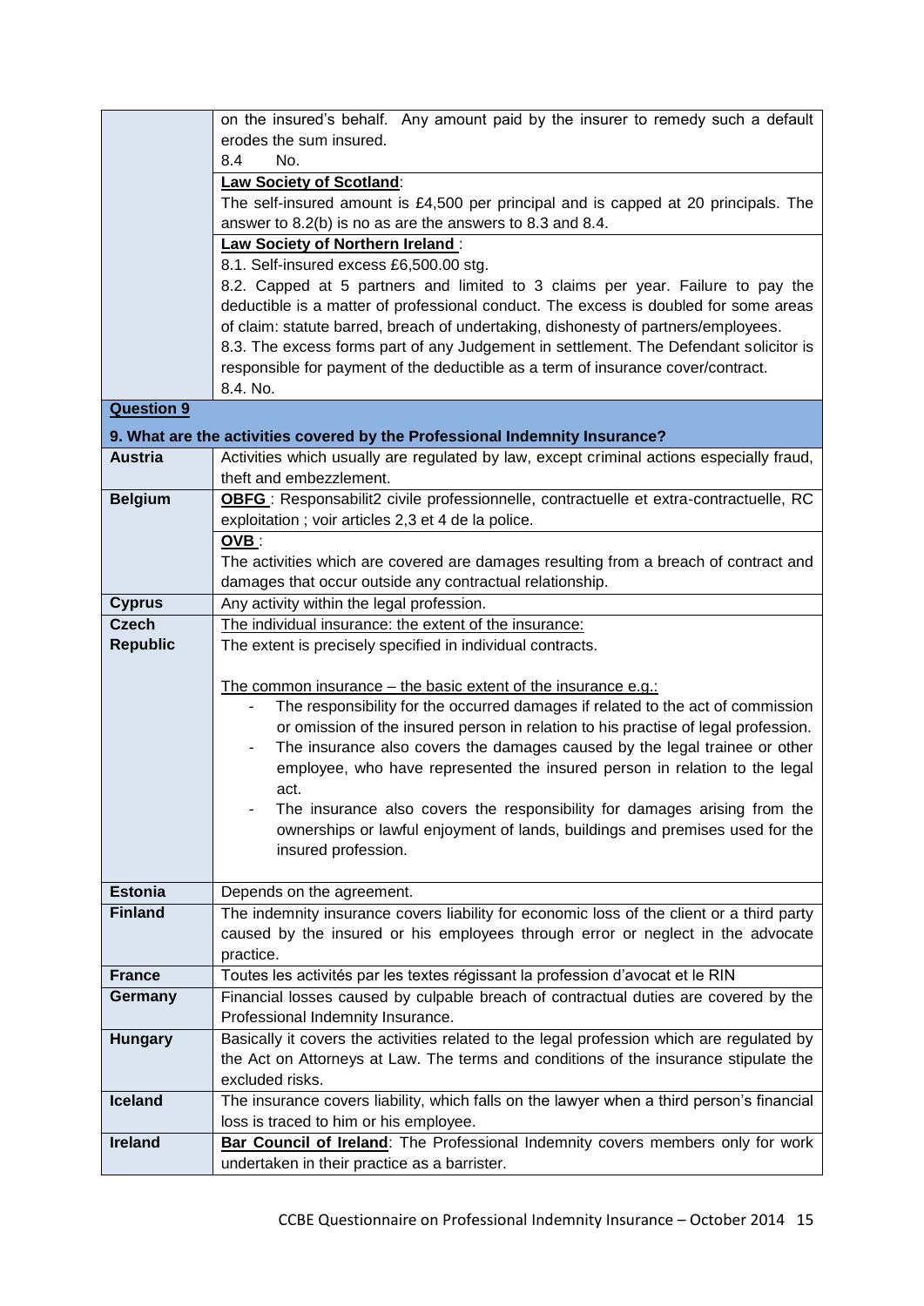| | |
|---|---|
| | on the insured's behalf. Any amount paid by the insurer to remedy such a default erodes the sum insured.<br>8.4 No. |
| | **Law Society of Scotland**:<br>The self-insured amount is £4,500 per principal and is capped at 20 principals. The answer to 8.2(b) is no as are the answers to 8.3 and 8.4. |
| | **Law Society of Northern Ireland** :<br>8.1. Self-insured excess £6,500.00 stg.<br>8.2. Capped at 5 partners and limited to 3 claims per year. Failure to pay the deductible is a matter of professional conduct. The excess is doubled for some areas of claim: statute barred, breach of undertaking, dishonesty of partners/employees.<br>8.3. The excess forms part of any Judgement in settlement. The Defendant solicitor is responsible for payment of the deductible as a term of insurance cover/contract.<br>8.4. No. |
| **Question 9** | |
| **9. What are the activities covered by the Professional Indemnity Insurance?** | |
| **Austria** | Activities which usually are regulated by law, except criminal actions especially fraud, theft and embezzlement. |
| **Belgium** | **OBFG** : Responsabilit2 civile professionnelle, contractuelle et extra-contractuelle, RC exploitation ; voir articles 2,3 et 4 de la police. |
| | **OVB** :<br>The activities which are covered are damages resulting from a breach of contract and damages that occur outside any contractual relationship. |
| **Cyprus** | Any activity within the legal profession. |
| **Czech Republic** | The individual insurance: the extent of the insurance:<br>The extent is precisely specified in individual contracts.<br><br>The common insurance – the basic extent of the insurance e.g.:<br>- The responsibility for the occurred damages if related to the act of commission or omission of the insured person in relation to his practise of legal profession.<br>- The insurance also covers the damages caused by the legal trainee or other employee, who have represented the insured person in relation to the legal act.<br>- The insurance also covers the responsibility for damages arising from the ownerships or lawful enjoyment of lands, buildings and premises used for the insured profession. |
| **Estonia** | Depends on the agreement. |
| **Finland** | The indemnity insurance covers liability for economic loss of the client or a third party caused by the insured or his employees through error or neglect in the advocate practice. |
| **France** | Toutes les activités par les textes régissant la profession d'avocat et le RIN |
| **Germany** | Financial losses caused by culpable breach of contractual duties are covered by the Professional Indemnity Insurance. |
| **Hungary** | Basically it covers the activities related to the legal profession which are regulated by the Act on Attorneys at Law. The terms and conditions of the insurance stipulate the excluded risks. |
| **Iceland** | The insurance covers liability, which falls on the lawyer when a third person's financial loss is traced to him or his employee. |
| **Ireland** | **Bar Council of Ireland**: The Professional Indemnity covers members only for work undertaken in their practice as a barrister. |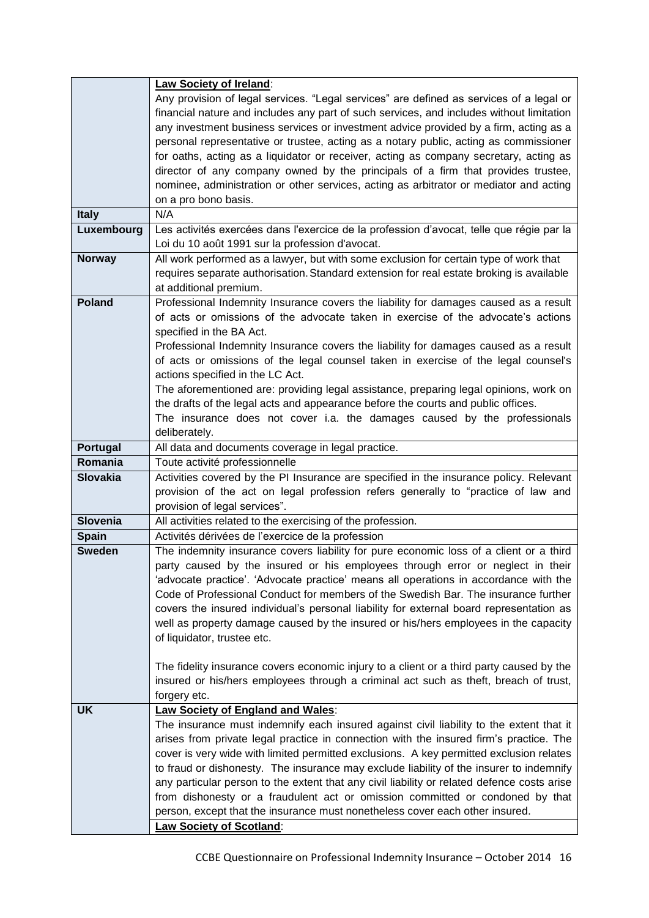| | |
|---|---|
| | **Law Society of Ireland**:<br>Any provision of legal services. "Legal services" are defined as services of a legal or financial nature and includes any part of such services, and includes without limitation any investment business services or investment advice provided by a firm, acting as a personal representative or trustee, acting as a notary public, acting as commissioner for oaths, acting as a liquidator or receiver, acting as company secretary, acting as director of any company owned by the principals of a firm that provides trustee, nominee, administration or other services, acting as arbitrator or mediator and acting on a pro bono basis. |
| **Italy** | N/A |
| **Luxembourg** | Les activités exercées dans l'exercice de la profession d'avocat, telle que régie par la Loi du 10 août 1991 sur la profession d'avocat. |
| **Norway** | All work performed as a lawyer, but with some exclusion for certain type of work that requires separate authorisation. Standard extension for real estate broking is available at additional premium. |
| **Poland** | Professional Indemnity Insurance covers the liability for damages caused as a result of acts or omissions of the advocate taken in exercise of the advocate's actions specified in the BA Act.<br>Professional Indemnity Insurance covers the liability for damages caused as a result of acts or omissions of the legal counsel taken in exercise of the legal counsel's actions specified in the LC Act.<br>The aforementioned are: providing legal assistance, preparing legal opinions, work on the drafts of the legal acts and appearance before the courts and public offices.<br>The insurance does not cover i.a. the damages caused by the professionals deliberately. |
| **Portugal** | All data and documents coverage in legal practice. |
| **Romania** | Toute activité professionnelle |
| **Slovakia** | Activities covered by the PI Insurance are specified in the insurance policy. Relevant provision of the act on legal profession refers generally to "practice of law and provision of legal services". |
| **Slovenia** | All activities related to the exercising of the profession. |
| **Spain** | Activités dérivées de l'exercice de la profession |
| **Sweden** | The indemnity insurance covers liability for pure economic loss of a client or a third party caused by the insured or his employees through error or neglect in their 'advocate practice'. 'Advocate practice' means all operations in accordance with the Code of Professional Conduct for members of the Swedish Bar. The insurance further covers the insured individual's personal liability for external board representation as well as property damage caused by the insured or his/hers employees in the capacity of liquidator, trustee etc.<br><br>The fidelity insurance covers economic injury to a client or a third party caused by the insured or his/hers employees through a criminal act such as theft, breach of trust, forgery etc. |
| **UK** | **Law Society of England and Wales**:<br>The insurance must indemnify each insured against civil liability to the extent that it arises from private legal practice in connection with the insured firm's practice. The cover is very wide with limited permitted exclusions. A key permitted exclusion relates to fraud or dishonesty. The insurance may exclude liability of the insurer to indemnify any particular person to the extent that any civil liability or related defence costs arise from dishonesty or a fraudulent act or omission committed or condoned by that person, except that the insurance must nonetheless cover each other insured. |
| | **Law Society of Scotland**: |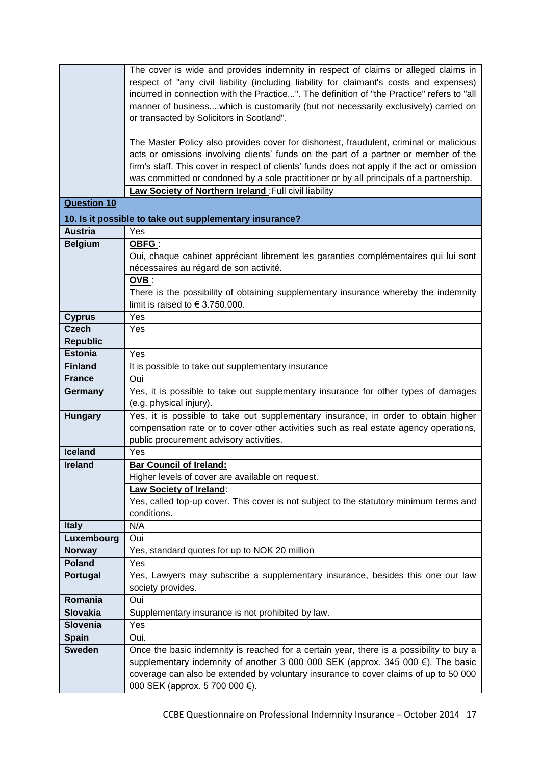| | |
|---|---|
| | The cover is wide and provides indemnity in respect of claims or alleged claims in respect of "any civil liability (including liability for claimant's costs and expenses) incurred in connection with the Practice...". The definition of "the Practice" refers to "all manner of business....which is customarily (but not necessarily exclusively) carried on or transacted by Solicitors in Scotland".<br><br>The Master Policy also provides cover for dishonest, fraudulent, criminal or malicious acts or omissions involving clients' funds on the part of a partner or member of the firm's staff. This cover in respect of clients' funds does not apply if the act or omission was committed or condoned by a sole practitioner or by all principals of a partnership. |
| | **Law Society of Northern Ireland** :Full civil liability |
| **Question 10** | |
| **10. Is it possible to take out supplementary insurance?** | |
| **Austria** | Yes |
| **Belgium** | **OBFG** :<br>Oui, chaque cabinet appréciant librement les garanties complémentaires qui lui sont nécessaires au régard de son activité. |
| | **OVB** :<br>There is the possibility of obtaining supplementary insurance whereby the indemnity limit is raised to € 3.750.000. |
| **Cyprus** | Yes |
| **Czech Republic** | Yes |
| **Estonia** | Yes |
| **Finland** | It is possible to take out supplementary insurance |
| **France** | Oui |
| **Germany** | Yes, it is possible to take out supplementary insurance for other types of damages (e.g. physical injury). |
| **Hungary** | Yes, it is possible to take out supplementary insurance, in order to obtain higher compensation rate or to cover other activities such as real estate agency operations, public procurement advisory activities. |
| **Iceland** | Yes |
| **Ireland** | **Bar Council of Ireland:**<br>Higher levels of cover are available on request. |
| | **Law Society of Ireland**:<br>Yes, called top-up cover. This cover is not subject to the statutory minimum terms and conditions. |
| **Italy** | N/A |
| **Luxembourg** | Oui |
| **Norway** | Yes, standard quotes for up to NOK 20 million |
| **Poland** | Yes |
| **Portugal** | Yes, Lawyers may subscribe a supplementary insurance, besides this one our law society provides. |
| **Romania** | Oui |
| **Slovakia** | Supplementary insurance is not prohibited by law. |
| **Slovenia** | Yes |
| **Spain** | Oui. |
| **Sweden** | Once the basic indemnity is reached for a certain year, there is a possibility to buy a supplementary indemnity of another 3 000 000 SEK (approx. 345 000 €). The basic coverage can also be extended by voluntary insurance to cover claims of up to 50 000 000 SEK (approx. 5 700 000 €). |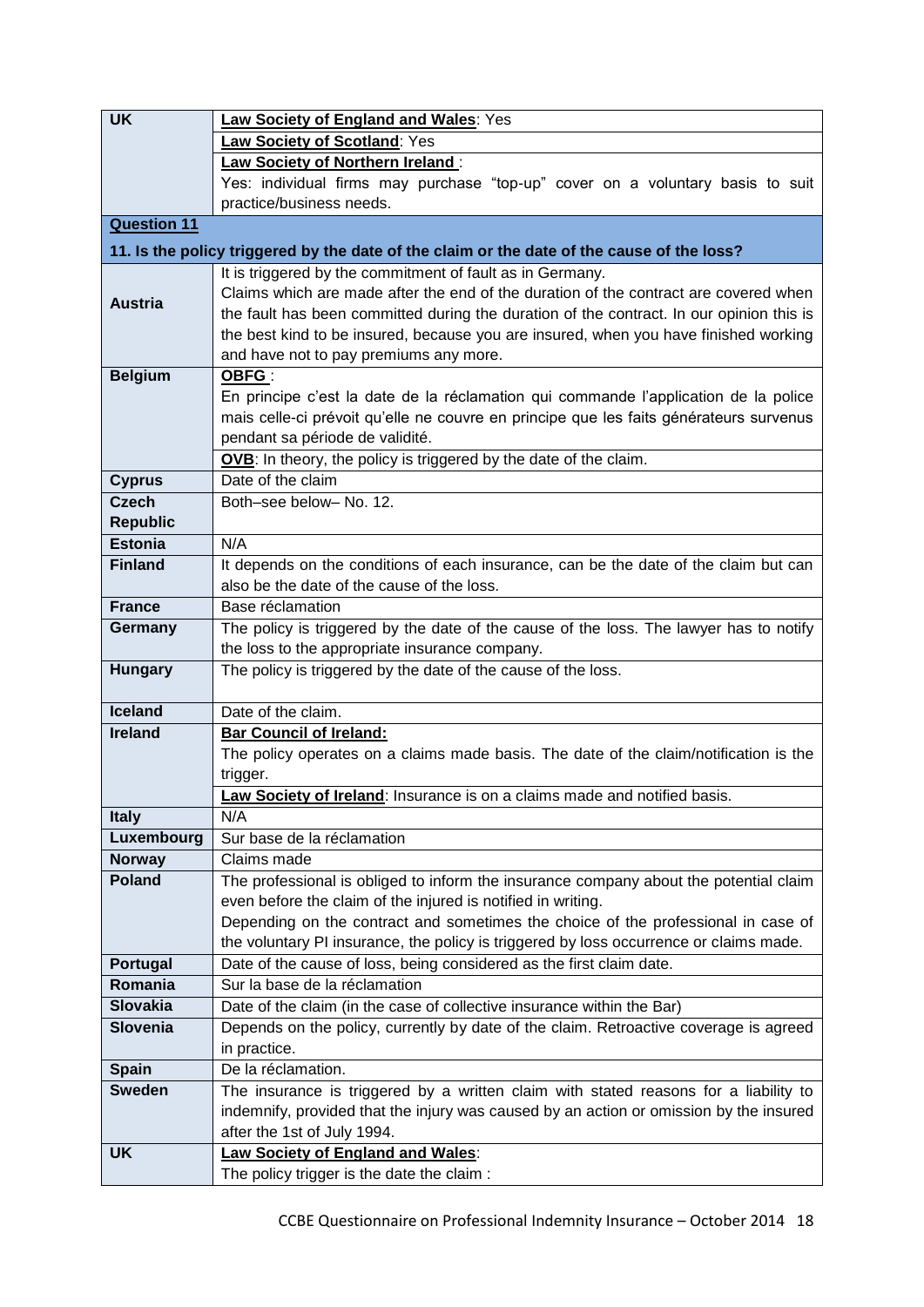| | |
|---|---|
| **UK** | **Law Society of England and Wales**: Yes |
| | **Law Society of Scotland**: Yes |
| | **Law Society of Northern Ireland** :<br>Yes: individual firms may purchase "top-up" cover on a voluntary basis to suit practice/business needs. |
| **Question 11** | |
| **11. Is the policy triggered by the date of the claim or the date of the cause of the loss?** | |
| **Austria** | It is triggered by the commitment of fault as in Germany.<br>Claims which are made after the end of the duration of the contract are covered when the fault has been committed during the duration of the contract. In our opinion this is the best kind to be insured, because you are insured, when you have finished working and have not to pay premiums any more. |
| **Belgium** | **OBFG** :<br>En principe c'est la date de la réclamation qui commande l'application de la police mais celle-ci prévoit qu'elle ne couvre en principe que les faits générateurs survenus pendant sa période de validité. |
| | **OVB**: In theory, the policy is triggered by the date of the claim. |
| **Cyprus** | Date of the claim |
| **Czech Republic** | Both–see below– No. 12. |
| **Estonia** | N/A |
| **Finland** | It depends on the conditions of each insurance, can be the date of the claim but can also be the date of the cause of the loss. |
| **France** | Base réclamation |
| **Germany** | The policy is triggered by the date of the cause of the loss. The lawyer has to notify the loss to the appropriate insurance company. |
| **Hungary** | The policy is triggered by the date of the cause of the loss. |
| **Iceland** | Date of the claim. |
| **Ireland** | **Bar Council of Ireland:**<br>The policy operates on a claims made basis. The date of the claim/notification is the trigger. |
| | **Law Society of Ireland**: Insurance is on a claims made and notified basis. |
| **Italy** | N/A |
| **Luxembourg** | Sur base de la réclamation |
| **Norway** | Claims made |
| **Poland** | The professional is obliged to inform the insurance company about the potential claim even before the claim of the injured is notified in writing.<br>Depending on the contract and sometimes the choice of the professional in case of the voluntary PI insurance, the policy is triggered by loss occurrence or claims made. |
| **Portugal** | Date of the cause of loss, being considered as the first claim date. |
| **Romania** | Sur la base de la réclamation |
| **Slovakia** | Date of the claim (in the case of collective insurance within the Bar) |
| **Slovenia** | Depends on the policy, currently by date of the claim. Retroactive coverage is agreed in practice. |
| **Spain** | De la réclamation. |
| **Sweden** | The insurance is triggered by a written claim with stated reasons for a liability to indemnify, provided that the injury was caused by an action or omission by the insured after the 1st of July 1994. |
| **UK** | **Law Society of England and Wales**:<br>The policy trigger is the date the claim : |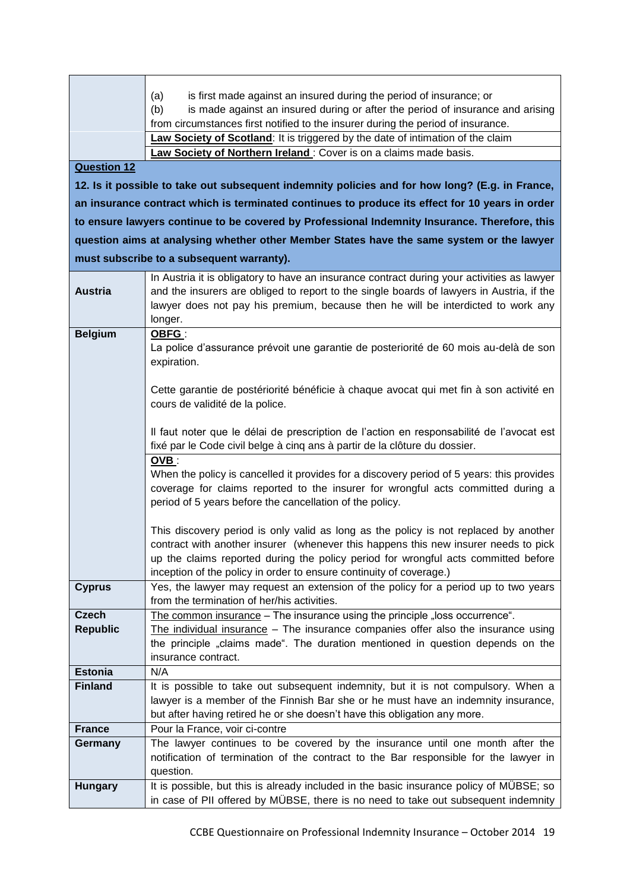| | |
|---|---|
| | (a) is first made against an insured during the period of insurance; or<br>(b) is made against an insured during or after the period of insurance and arising from circumstances first notified to the insurer during the period of insurance. |
| | **Law Society of Scotland**: It is triggered by the date of intimation of the claim |
| | **Law Society of Northern Ireland** : Cover is on a claims made basis. |

**Question 12**

**12. Is it possible to take out subsequent indemnity policies and for how long? (E.g. in France, an insurance contract which is terminated continues to produce its effect for 10 years in order to ensure lawyers continue to be covered by Professional Indemnity Insurance. Therefore, this question aims at analysing whether other Member States have the same system or the lawyer must subscribe to a subsequent warranty).**

| | |
|---|---|
| **Austria** | In Austria it is obligatory to have an insurance contract during your activities as lawyer and the insurers are obliged to report to the single boards of lawyers in Austria, if the lawyer does not pay his premium, because then he will be interdicted to work any longer. |
| **Belgium** | **OBFG** :<br>La police d'assurance prévoit une garantie de posteriorité de 60 mois au-delà de son expiration.<br><br>Cette garantie de postériorité bénéficie à chaque avocat qui met fin à son activité en cours de validité de la police.<br><br>Il faut noter que le délai de prescription de l'action en responsabilité de l'avocat est fixé par le Code civil belge à cinq ans à partir de la clôture du dossier. |
| | **OVB** :<br>When the policy is cancelled it provides for a discovery period of 5 years: this provides coverage for claims reported to the insurer for wrongful acts committed during a period of 5 years before the cancellation of the policy.<br><br>This discovery period is only valid as long as the policy is not replaced by another contract with another insurer (whenever this happens this new insurer needs to pick up the claims reported during the policy period for wrongful acts committed before inception of the policy in order to ensure continuity of coverage.) |
| **Cyprus** | Yes, the lawyer may request an extension of the policy for a period up to two years from the termination of her/his activities. |
| **Czech Republic** | The common insurance – The insurance using the principle „loss occurrence".<br>The individual insurance – The insurance companies offer also the insurance using the principle „claims made". The duration mentioned in question depends on the insurance contract. |
| **Estonia** | N/A |
| **Finland** | It is possible to take out subsequent indemnity, but it is not compulsory. When a lawyer is a member of the Finnish Bar she or he must have an indemnity insurance, but after having retired he or she doesn't have this obligation any more. |
| **France** | Pour la France, voir ci-contre |
| **Germany** | The lawyer continues to be covered by the insurance until one month after the notification of termination of the contract to the Bar responsible for the lawyer in question. |
| **Hungary** | It is possible, but this is already included in the basic insurance policy of MÜBSE; so in case of PII offered by MÜBSE, there is no need to take out subsequent indemnity |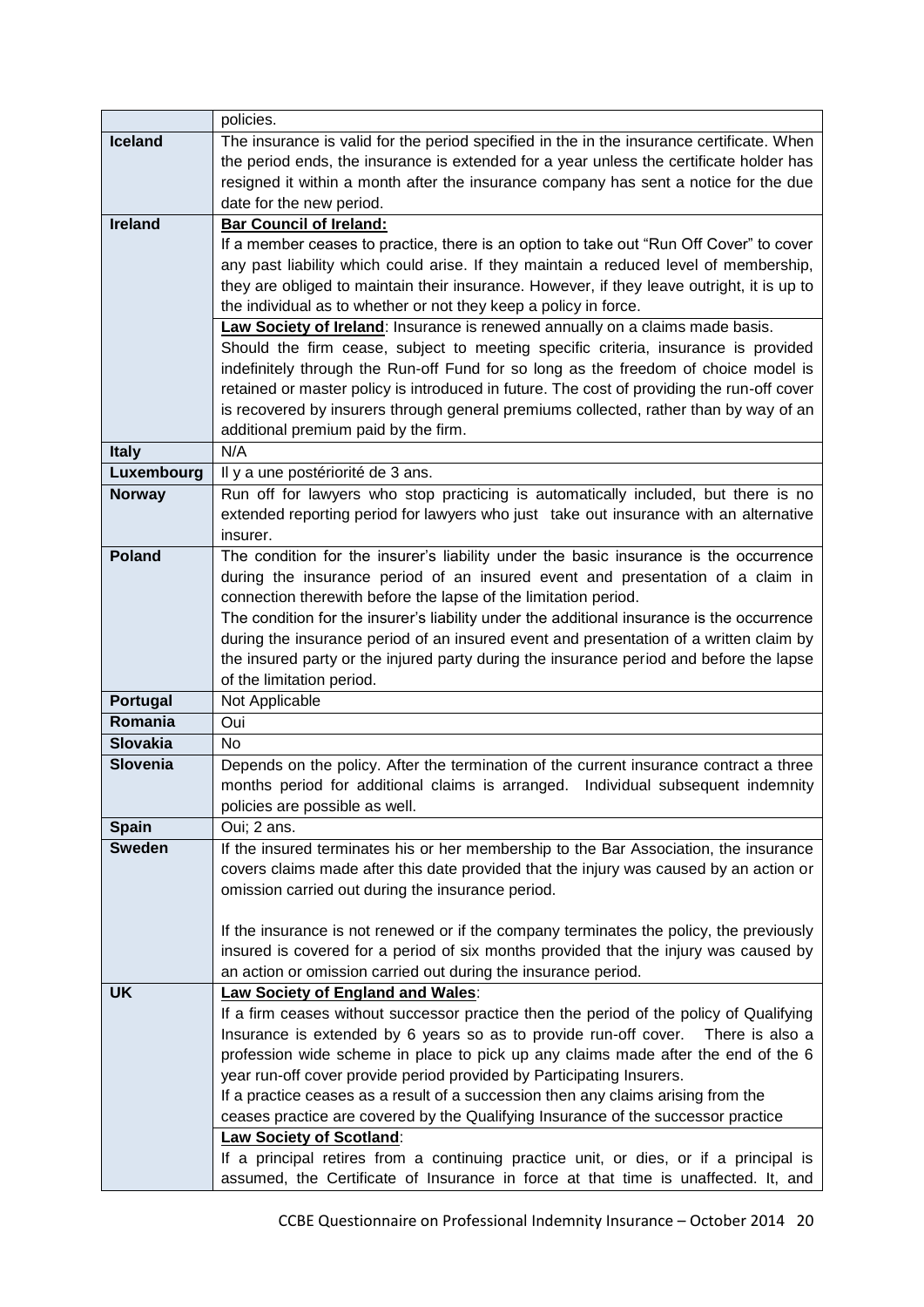| | policies. |
|---|---|
| **Iceland** | The insurance is valid for the period specified in the in the insurance certificate. When the period ends, the insurance is extended for a year unless the certificate holder has resigned it within a month after the insurance company has sent a notice for the due date for the new period. |
| **Ireland** | **Bar Council of Ireland:**<br>If a member ceases to practice, there is an option to take out "Run Off Cover" to cover any past liability which could arise. If they maintain a reduced level of membership, they are obliged to maintain their insurance. However, if they leave outright, it is up to the individual as to whether or not they keep a policy in force.<br>**Law Society of Ireland**: Insurance is renewed annually on a claims made basis. Should the firm cease, subject to meeting specific criteria, insurance is provided indefinitely through the Run-off Fund for so long as the freedom of choice model is retained or master policy is introduced in future. The cost of providing the run-off cover is recovered by insurers through general premiums collected, rather than by way of an additional premium paid by the firm. |
| **Italy** | N/A |
| **Luxembourg** | Il y a une postériorité de 3 ans. |
| **Norway** | Run off for lawyers who stop practicing is automatically included, but there is no extended reporting period for lawyers who just take out insurance with an alternative insurer. |
| **Poland** | The condition for the insurer's liability under the basic insurance is the occurrence during the insurance period of an insured event and presentation of a claim in connection therewith before the lapse of the limitation period.<br>The condition for the insurer's liability under the additional insurance is the occurrence during the insurance period of an insured event and presentation of a written claim by the insured party or the injured party during the insurance period and before the lapse of the limitation period. |
| **Portugal** | Not Applicable |
| **Romania** | Oui |
| **Slovakia** | No |
| **Slovenia** | Depends on the policy. After the termination of the current insurance contract a three months period for additional claims is arranged. Individual subsequent indemnity policies are possible as well. |
| **Spain** | Oui; 2 ans. |
| **Sweden** | If the insured terminates his or her membership to the Bar Association, the insurance covers claims made after this date provided that the injury was caused by an action or omission carried out during the insurance period.<br><br>If the insurance is not renewed or if the company terminates the policy, the previously insured is covered for a period of six months provided that the injury was caused by an action or omission carried out during the insurance period. |
| **UK** | **Law Society of England and Wales**:<br>If a firm ceases without successor practice then the period of the policy of Qualifying Insurance is extended by 6 years so as to provide run-off cover. There is also a profession wide scheme in place to pick up any claims made after the end of the 6 year run-off cover provide period provided by Participating Insurers.<br>If a practice ceases as a result of a succession then any claims arising from the ceases practice are covered by the Qualifying Insurance of the successor practice<br>**Law Society of Scotland**:<br>If a principal retires from a continuing practice unit, or dies, or if a principal is assumed, the Certificate of Insurance in force at that time is unaffected. It, and |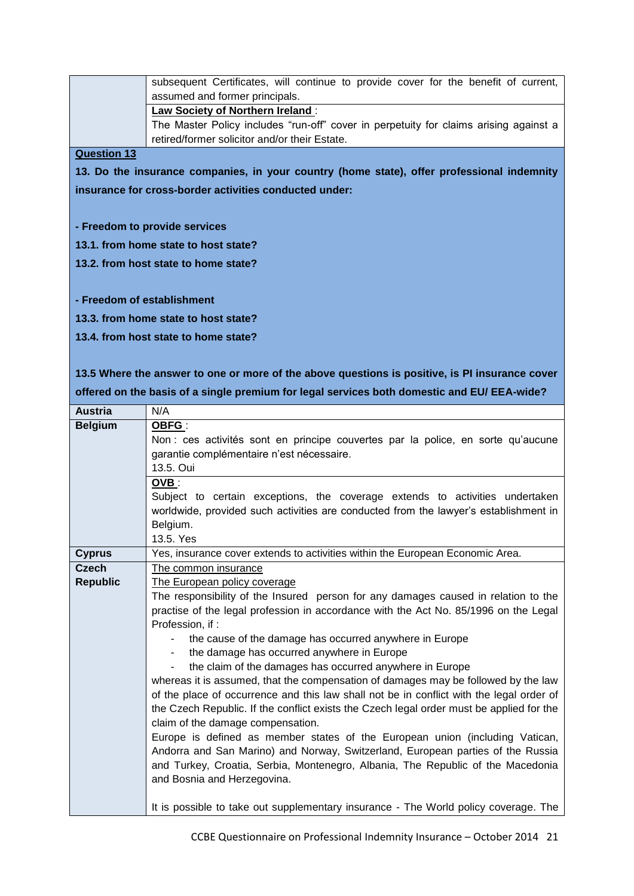| | |
|---|---|
| | subsequent Certificates, will continue to provide cover for the benefit of current, assumed and former principals. |
| | **Law Society of Northern Ireland** :<br>The Master Policy includes "run-off" cover in perpetuity for claims arising against a retired/former solicitor and/or their Estate. |

**Question 13**

**13. Do the insurance companies, in your country (home state), offer professional indemnity insurance for cross-border activities conducted under:**

**- Freedom to provide services**

**13.1. from home state to host state?**

**13.2. from host state to home state?**

**- Freedom of establishment**

**13.3. from home state to host state?**

**13.4. from host state to home state?**

**13.5 Where the answer to one or more of the above questions is positive, is PI insurance cover offered on the basis of a single premium for legal services both domestic and EU/ EEA-wide?**

| | |
|---|---|
| **Austria** | N/A |
| **Belgium** | **OBFG** :<br>Non : ces activités sont en principe couvertes par la police, en sorte qu'aucune garantie complémentaire n'est nécessaire.<br>13.5. Oui |
| | **OVB** :<br>Subject to certain exceptions, the coverage extends to activities undertaken worldwide, provided such activities are conducted from the lawyer's establishment in Belgium.<br>13.5. Yes |
| **Cyprus** | Yes, insurance cover extends to activities within the European Economic Area. |
| **Czech Republic** | The common insurance<br>The European policy coverage<br>The responsibility of the Insured person for any damages caused in relation to the practise of the legal profession in accordance with the Act No. 85/1996 on the Legal Profession, if :<br>- the cause of the damage has occurred anywhere in Europe<br>- the damage has occurred anywhere in Europe<br>- the claim of the damages has occurred anywhere in Europe<br>whereas it is assumed, that the compensation of damages may be followed by the law of the place of occurrence and this law shall not be in conflict with the legal order of the Czech Republic. If the conflict exists the Czech legal order must be applied for the claim of the damage compensation.<br>Europe is defined as member states of the European union (including Vatican, Andorra and San Marino) and Norway, Switzerland, European parties of the Russia and Turkey, Croatia, Serbia, Montenegro, Albania, The Republic of the Macedonia and Bosnia and Herzegovina.<br><br>It is possible to take out supplementary insurance - The World policy coverage. The |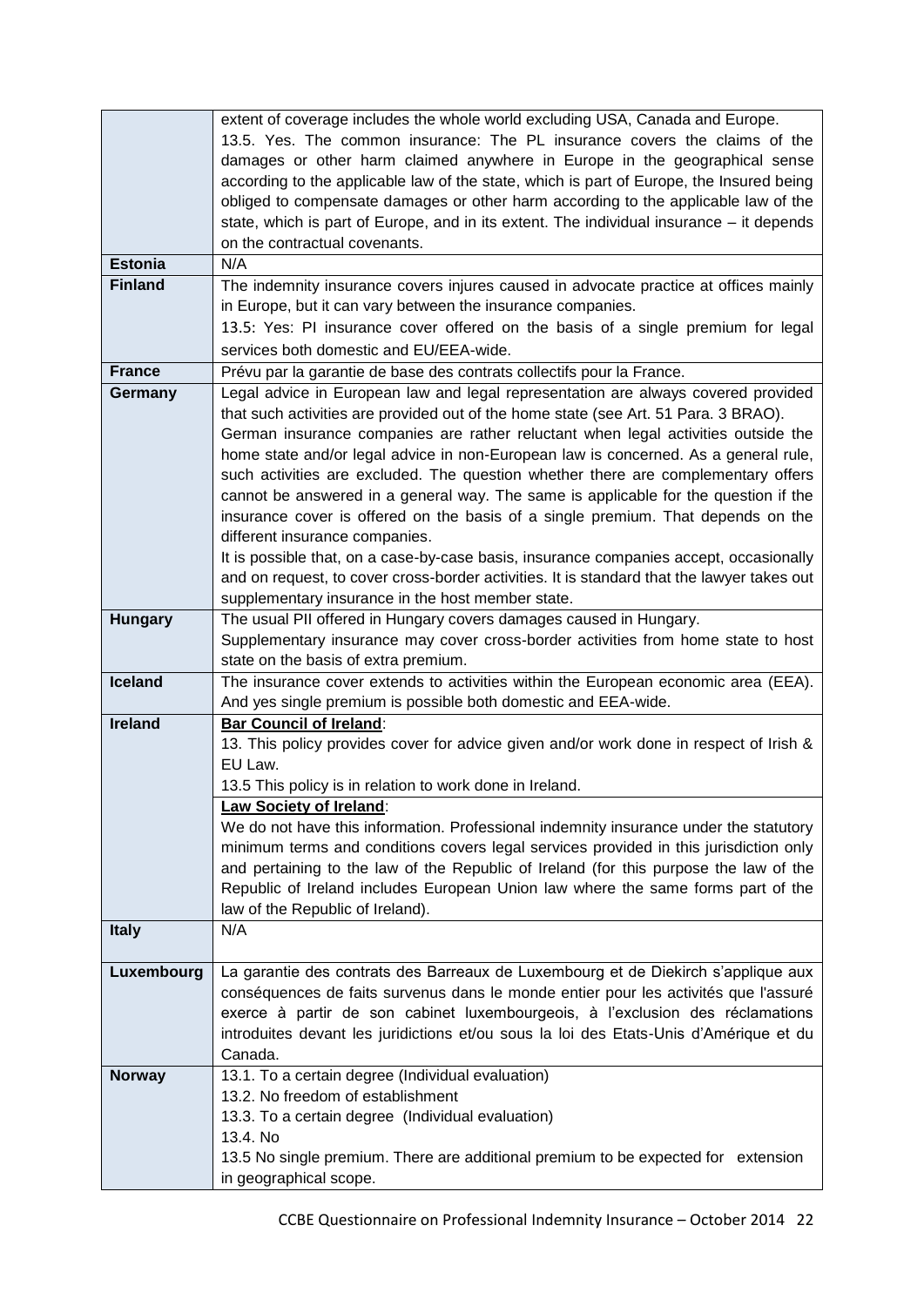| | |
|---|---|
| | extent of coverage includes the whole world excluding USA, Canada and Europe.<br>13.5. Yes. The common insurance: The PL insurance covers the claims of the damages or other harm claimed anywhere in Europe in the geographical sense according to the applicable law of the state, which is part of Europe, the Insured being obliged to compensate damages or other harm according to the applicable law of the state, which is part of Europe, and in its extent. The individual insurance – it depends on the contractual covenants. |
| **Estonia** | N/A |
| **Finland** | The indemnity insurance covers injures caused in advocate practice at offices mainly in Europe, but it can vary between the insurance companies.<br>13.5: Yes: PI insurance cover offered on the basis of a single premium for legal services both domestic and EU/EEA-wide. |
| **France** | Prévu par la garantie de base des contrats collectifs pour la France. |
| **Germany** | Legal advice in European law and legal representation are always covered provided that such activities are provided out of the home state (see Art. 51 Para. 3 BRAO).<br>German insurance companies are rather reluctant when legal activities outside the home state and/or legal advice in non-European law is concerned. As a general rule, such activities are excluded. The question whether there are complementary offers cannot be answered in a general way. The same is applicable for the question if the insurance cover is offered on the basis of a single premium. That depends on the different insurance companies.<br>It is possible that, on a case-by-case basis, insurance companies accept, occasionally and on request, to cover cross-border activities. It is standard that the lawyer takes out supplementary insurance in the host member state. |
| **Hungary** | The usual PII offered in Hungary covers damages caused in Hungary.<br>Supplementary insurance may cover cross-border activities from home state to host state on the basis of extra premium. |
| **Iceland** | The insurance cover extends to activities within the European economic area (EEA). And yes single premium is possible both domestic and EEA-wide. |
| **Ireland** | <u>**Bar Council of Ireland**</u>:<br>13. This policy provides cover for advice given and/or work done in respect of Irish & EU Law.<br>13.5 This policy is in relation to work done in Ireland. |
| | <u>**Law Society of Ireland**</u>:<br>We do not have this information. Professional indemnity insurance under the statutory minimum terms and conditions covers legal services provided in this jurisdiction only and pertaining to the law of the Republic of Ireland (for this purpose the law of the Republic of Ireland includes European Union law where the same forms part of the law of the Republic of Ireland). |
| **Italy** | N/A |
| **Luxembourg** | La garantie des contrats des Barreaux de Luxembourg et de Diekirch s'applique aux conséquences de faits survenus dans le monde entier pour les activités que l'assuré exerce à partir de son cabinet luxembourgeois, à l'exclusion des réclamations introduites devant les juridictions et/ou sous la loi des Etats-Unis d'Amérique et du Canada. |
| **Norway** | 13.1. To a certain degree (Individual evaluation)<br>13.2. No freedom of establishment<br>13.3. To a certain degree (Individual evaluation)<br>13.4. No<br>13.5 No single premium. There are additional premium to be expected for extension in geographical scope. |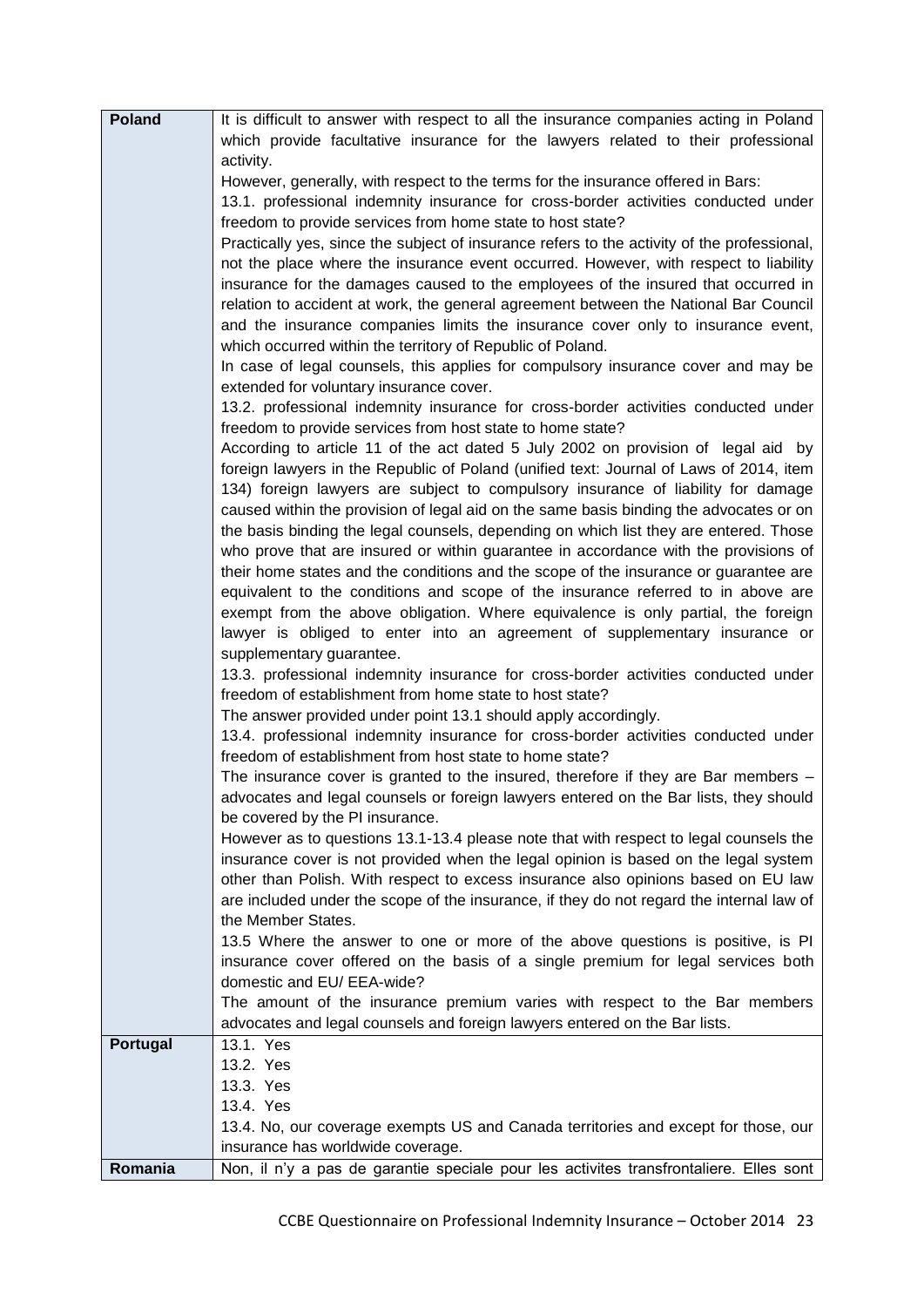| | |
|---|---|
| **Poland** | It is difficult to answer with respect to all the insurance companies acting in Poland which provide facultative insurance for the lawyers related to their professional activity.<br>However, generally, with respect to the terms for the insurance offered in Bars:<br>13.1. professional indemnity insurance for cross-border activities conducted under freedom to provide services from home state to host state?<br>Practically yes, since the subject of insurance refers to the activity of the professional, not the place where the insurance event occurred. However, with respect to liability insurance for the damages caused to the employees of the insured that occurred in relation to accident at work, the general agreement between the National Bar Council and the insurance companies limits the insurance cover only to insurance event, which occurred within the territory of Republic of Poland.<br>In case of legal counsels, this applies for compulsory insurance cover and may be extended for voluntary insurance cover.<br>13.2. professional indemnity insurance for cross-border activities conducted under freedom to provide services from host state to home state?<br>According to article 11 of the act dated 5 July 2002 on provision of legal aid by foreign lawyers in the Republic of Poland (unified text: Journal of Laws of 2014, item 134) foreign lawyers are subject to compulsory insurance of liability for damage caused within the provision of legal aid on the same basis binding the advocates or on the basis binding the legal counsels, depending on which list they are entered. Those who prove that are insured or within guarantee in accordance with the provisions of their home states and the conditions and the scope of the insurance or guarantee are equivalent to the conditions and scope of the insurance referred to in above are exempt from the above obligation. Where equivalence is only partial, the foreign lawyer is obliged to enter into an agreement of supplementary insurance or supplementary guarantee.<br>13.3. professional indemnity insurance for cross-border activities conducted under freedom of establishment from home state to host state?<br>The answer provided under point 13.1 should apply accordingly.<br>13.4. professional indemnity insurance for cross-border activities conducted under freedom of establishment from host state to home state?<br>The insurance cover is granted to the insured, therefore if they are Bar members – advocates and legal counsels or foreign lawyers entered on the Bar lists, they should be covered by the PI insurance.<br>However as to questions 13.1-13.4 please note that with respect to legal counsels the insurance cover is not provided when the legal opinion is based on the legal system other than Polish. With respect to excess insurance also opinions based on EU law are included under the scope of the insurance, if they do not regard the internal law of the Member States.<br>13.5 Where the answer to one or more of the above questions is positive, is PI insurance cover offered on the basis of a single premium for legal services both domestic and EU/ EEA-wide?<br>The amount of the insurance premium varies with respect to the Bar members advocates and legal counsels and foreign lawyers entered on the Bar lists. |
| **Portugal** | 13.1. Yes<br>13.2. Yes<br>13.3. Yes<br>13.4. Yes<br>13.4. No, our coverage exempts US and Canada territories and except for those, our insurance has worldwide coverage. |
| **Romania** | Non, il n'y a pas de garantie speciale pour les activites transfrontaliere. Elles sont |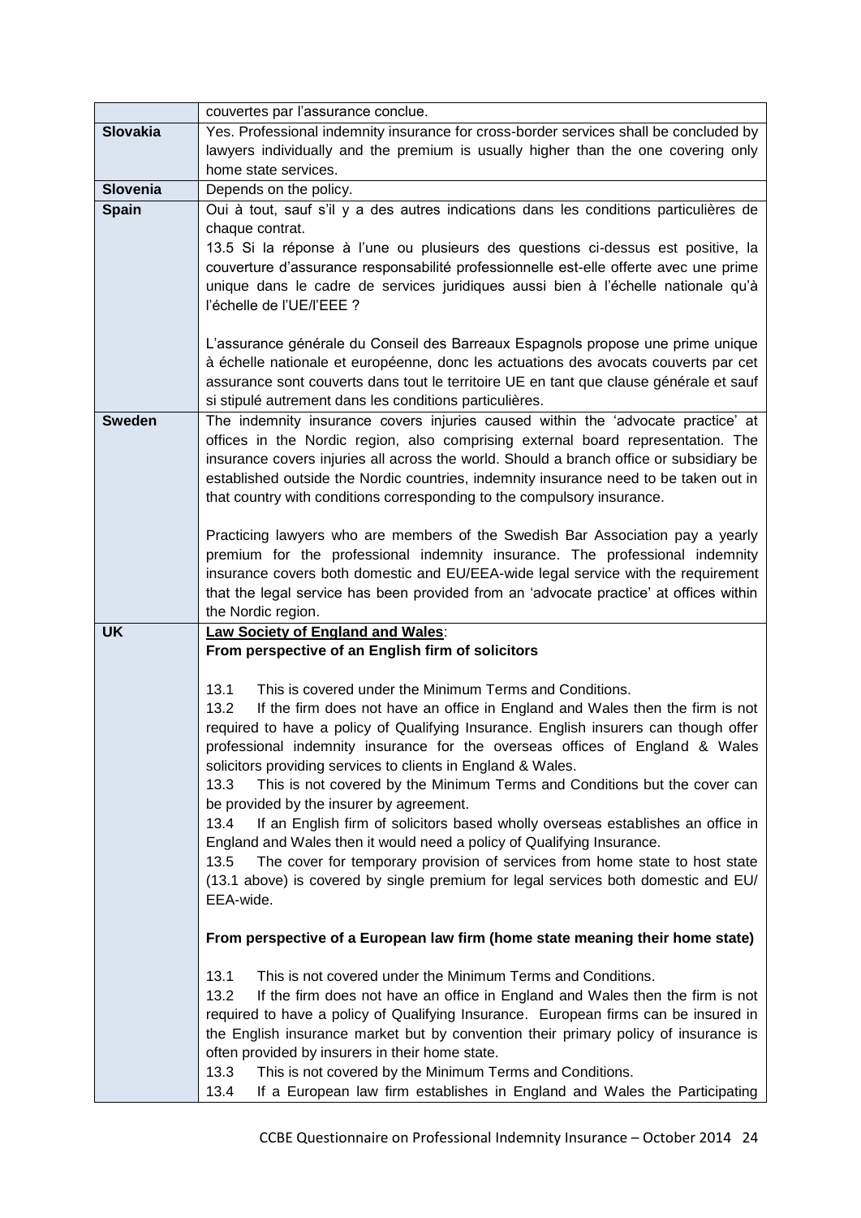| | |
|---|---|
| | couvertes par l'assurance conclue. |
| **Slovakia** | Yes. Professional indemnity insurance for cross-border services shall be concluded by lawyers individually and the premium is usually higher than the one covering only home state services. |
| **Slovenia** | Depends on the policy. |
| **Spain** | Oui à tout, sauf s'il y a des autres indications dans les conditions particulières de chaque contrat.<br>13.5 Si la réponse à l'une ou plusieurs des questions ci-dessus est positive, la couverture d'assurance responsabilité professionnelle est-elle offerte avec une prime unique dans le cadre de services juridiques aussi bien à l'échelle nationale qu'à l'échelle de l'UE/l'EEE ?<br><br>L'assurance générale du Conseil des Barreaux Espagnols propose une prime unique à échelle nationale et européenne, donc les actuations des avocats couverts par cet assurance sont couverts dans tout le territoire UE en tant que clause générale et sauf si stipulé autrement dans les conditions particulières. |
| **Sweden** | The indemnity insurance covers injuries caused within the 'advocate practice' at offices in the Nordic region, also comprising external board representation. The insurance covers injuries all across the world. Should a branch office or subsidiary be established outside the Nordic countries, indemnity insurance need to be taken out in that country with conditions corresponding to the compulsory insurance.<br><br>Practicing lawyers who are members of the Swedish Bar Association pay a yearly premium for the professional indemnity insurance. The professional indemnity insurance covers both domestic and EU/EEA-wide legal service with the requirement that the legal service has been provided from an 'advocate practice' at offices within the Nordic region. |
| **UK** | <u>**Law Society of England and Wales**</u>:<br>**From perspective of an English firm of solicitors**<br><br>13.1 This is covered under the Minimum Terms and Conditions.<br>13.2 If the firm does not have an office in England and Wales then the firm is not required to have a policy of Qualifying Insurance. English insurers can though offer professional indemnity insurance for the overseas offices of England & Wales solicitors providing services to clients in England & Wales.<br>13.3 This is not covered by the Minimum Terms and Conditions but the cover can be provided by the insurer by agreement.<br>13.4 If an English firm of solicitors based wholly overseas establishes an office in England and Wales then it would need a policy of Qualifying Insurance.<br>13.5 The cover for temporary provision of services from home state to host state (13.1 above) is covered by single premium for legal services both domestic and EU/ EEA-wide.<br><br>**From perspective of a European law firm (home state meaning their home state)**<br><br>13.1 This is not covered under the Minimum Terms and Conditions.<br>13.2 If the firm does not have an office in England and Wales then the firm is not required to have a policy of Qualifying Insurance. European firms can be insured in the English insurance market but by convention their primary policy of insurance is often provided by insurers in their home state.<br>13.3 This is not covered by the Minimum Terms and Conditions.<br>13.4 If a European law firm establishes in England and Wales the Participating |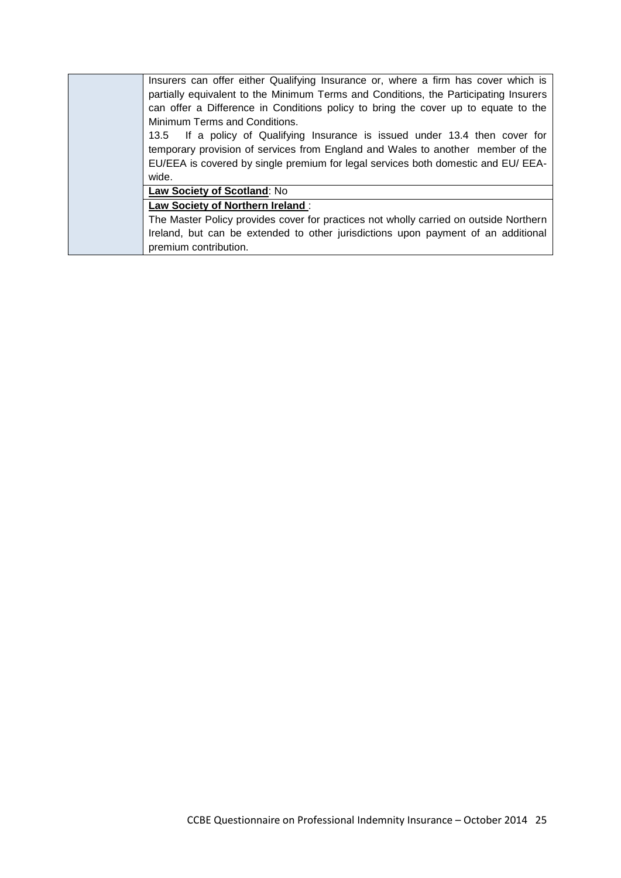| | |
|---|---|
| | Insurers can offer either Qualifying Insurance or, where a firm has cover which is partially equivalent to the Minimum Terms and Conditions, the Participating Insurers can offer a Difference in Conditions policy to bring the cover up to equate to the Minimum Terms and Conditions.<br>13.5 If a policy of Qualifying Insurance is issued under 13.4 then cover for temporary provision of services from England and Wales to another member of the EU/EEA is covered by single premium for legal services both domestic and EU/ EEA-wide. |
| | **Law Society of Scotland**: No |
| | **Law Society of Northern Ireland** :<br>The Master Policy provides cover for practices not wholly carried on outside Northern Ireland, but can be extended to other jurisdictions upon payment of an additional premium contribution. |